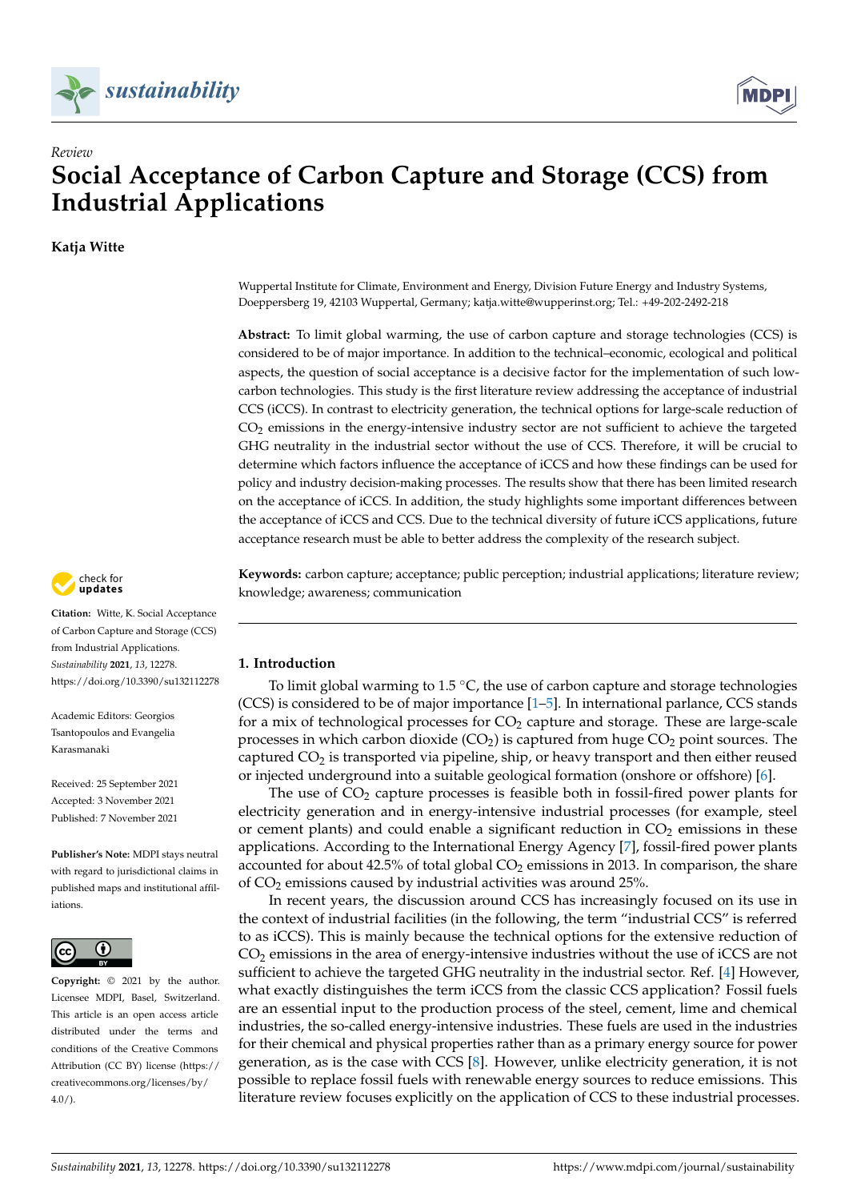*Review*

# Social Acceptance of Carbon Capture and Storage (CCS) from Industrial Applications

**Katja Witte**

Wuppertal Institute for Climate, Environment and Energy, Division Future Energy and Industry Systems, Doeppersberg 19, 42103 Wuppertal, Germany; katja.witte@wupperinst.org; Tel.: +49-202-2492-218

**Abstract:** To limit global warming, the use of carbon capture and storage technologies (CCS) is considered to be of major importance. In addition to the technical–economic, ecological and political aspects, the question of social acceptance is a decisive factor for the implementation of such low-carbon technologies. This study is the first literature review addressing the acceptance of industrial CCS (iCCS). In contrast to electricity generation, the technical options for large-scale reduction of $CO_2$ emissions in the energy-intensive industry sector are not sufficient to achieve the targeted GHG neutrality in the industrial sector without the use of CCS. Therefore, it will be crucial to determine which factors influence the acceptance of iCCS and how these findings can be used for policy and industry decision-making processes. The results show that there has been limited research on the acceptance of iCCS. In addition, the study highlights some important differences between the acceptance of iCCS and CCS. Due to the technical diversity of future iCCS applications, future acceptance research must be able to better address the complexity of the research subject.

**Keywords:** carbon capture; acceptance; public perception; industrial applications; literature review; knowledge; awareness; communication

**Citation:** Witte, K. Social Acceptance of Carbon Capture and Storage (CCS) from Industrial Applications. *Sustainability* **2021**, *13*, 12278. https://doi.org/10.3390/su132112278

Academic Editors: Georgios Tsantopoulos and Evangelia Karasmanaki

Received: 25 September 2021
Accepted: 3 November 2021
Published: 7 November 2021

**Publisher's Note:** MDPI stays neutral with regard to jurisdictional claims in published maps and institutional affiliations.

**Copyright:** © 2021 by the author. Licensee MDPI, Basel, Switzerland. This article is an open access article distributed under the terms and conditions of the Creative Commons Attribution (CC BY) license (https://creativecommons.org/licenses/by/4.0/).

## 1. Introduction

To limit global warming to 1.5 °C, the use of carbon capture and storage technologies (CCS) is considered to be of major importance [1–5]. In international parlance, CCS stands for a mix of technological processes for $CO_2$ capture and storage. These are large-scale processes in which carbon dioxide ($CO_2$) is captured from huge $CO_2$ point sources. The captured $CO_2$ is transported via pipeline, ship, or heavy transport and then either reused or injected underground into a suitable geological formation (onshore or offshore) [6].

The use of $CO_2$ capture processes is feasible both in fossil-fired power plants for electricity generation and in energy-intensive industrial processes (for example, steel or cement plants) and could enable a significant reduction in $CO_2$ emissions in these applications. According to the International Energy Agency [7], fossil-fired power plants accounted for about 42.5% of total global $CO_2$ emissions in 2013. In comparison, the share of $CO_2$ emissions caused by industrial activities was around 25%.

In recent years, the discussion around CCS has increasingly focused on its use in the context of industrial facilities (in the following, the term "industrial CCS" is referred to as iCCS). This is mainly because the technical options for the extensive reduction of $CO_2$ emissions in the area of energy-intensive industries without the use of iCCS are not sufficient to achieve the targeted GHG neutrality in the industrial sector. Ref. [4] However, what exactly distinguishes the term iCCS from the classic CCS application? Fossil fuels are an essential input to the production process of the steel, cement, lime and chemical industries, the so-called energy-intensive industries. These fuels are used in the industries for their chemical and physical properties rather than as a primary energy source for power generation, as is the case with CCS [8]. However, unlike electricity generation, it is not possible to replace fossil fuels with renewable energy sources to reduce emissions. This literature review focuses explicitly on the application of CCS to these industrial processes.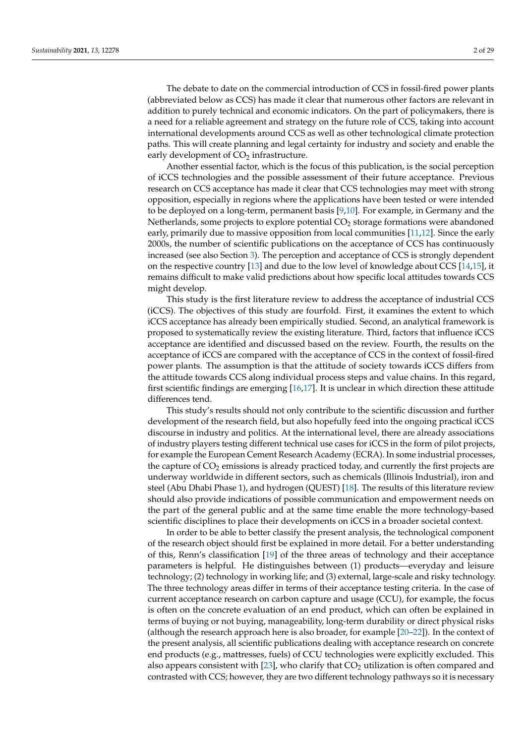The debate to date on the commercial introduction of CCS in fossil-fired power plants (abbreviated below as CCS) has made it clear that numerous other factors are relevant in addition to purely technical and economic indicators. On the part of policymakers, there is a need for a reliable agreement and strategy on the future role of CCS, taking into account international developments around CCS as well as other technological climate protection paths. This will create planning and legal certainty for industry and society and enable the early development of $CO_2$ infrastructure.

Another essential factor, which is the focus of this publication, is the social perception of iCCS technologies and the possible assessment of their future acceptance. Previous research on CCS acceptance has made it clear that CCS technologies may meet with strong opposition, especially in regions where the applications have been tested or were intended to be deployed on a long-term, permanent basis [9,10]. For example, in Germany and the Netherlands, some projects to explore potential $CO_2$ storage formations were abandoned early, primarily due to massive opposition from local communities [11,12]. Since the early 2000s, the number of scientific publications on the acceptance of CCS has continuously increased (see also Section 3). The perception and acceptance of CCS is strongly dependent on the respective country [13] and due to the low level of knowledge about CCS [14,15], it remains difficult to make valid predictions about how specific local attitudes towards CCS might develop.

This study is the first literature review to address the acceptance of industrial CCS (iCCS). The objectives of this study are fourfold. First, it examines the extent to which iCCS acceptance has already been empirically studied. Second, an analytical framework is proposed to systematically review the existing literature. Third, factors that influence iCCS acceptance are identified and discussed based on the review. Fourth, the results on the acceptance of iCCS are compared with the acceptance of CCS in the context of fossil-fired power plants. The assumption is that the attitude of society towards iCCS differs from the attitude towards CCS along individual process steps and value chains. In this regard, first scientific findings are emerging [16,17]. It is unclear in which direction these attitude differences tend.

This study's results should not only contribute to the scientific discussion and further development of the research field, but also hopefully feed into the ongoing practical iCCS discourse in industry and politics. At the international level, there are already associations of industry players testing different technical use cases for iCCS in the form of pilot projects, for example the European Cement Research Academy (ECRA). In some industrial processes, the capture of $CO_2$ emissions is already practiced today, and currently the first projects are underway worldwide in different sectors, such as chemicals (Illinois Industrial), iron and steel (Abu Dhabi Phase 1), and hydrogen (QUEST) [18]. The results of this literature review should also provide indications of possible communication and empowerment needs on the part of the general public and at the same time enable the more technology-based scientific disciplines to place their developments on iCCS in a broader societal context.

In order to be able to better classify the present analysis, the technological component of the research object should first be explained in more detail. For a better understanding of this, Renn's classification [19] of the three areas of technology and their acceptance parameters is helpful. He distinguishes between (1) products—everyday and leisure technology; (2) technology in working life; and (3) external, large-scale and risky technology. The three technology areas differ in terms of their acceptance testing criteria. In the case of current acceptance research on carbon capture and usage (CCU), for example, the focus is often on the concrete evaluation of an end product, which can often be explained in terms of buying or not buying, manageability, long-term durability or direct physical risks (although the research approach here is also broader, for example [20–22]). In the context of the present analysis, all scientific publications dealing with acceptance research on concrete end products (e.g., mattresses, fuels) of CCU technologies were explicitly excluded. This also appears consistent with [23], who clarify that $CO_2$ utilization is often compared and contrasted with CCS; however, they are two different technology pathways so it is necessary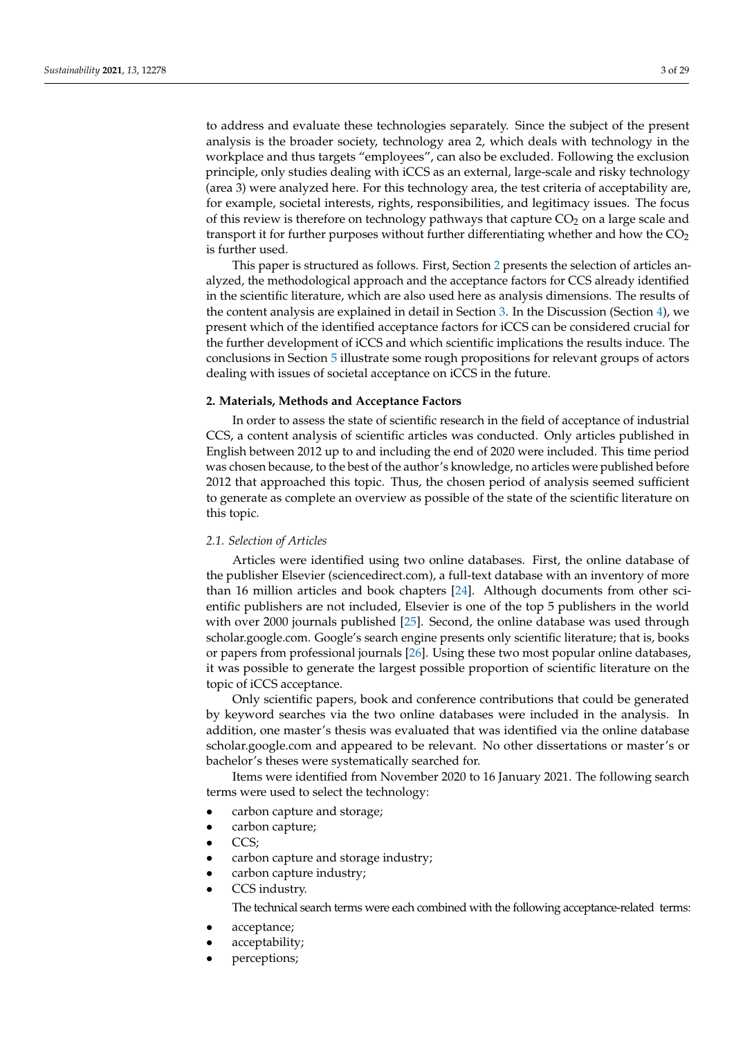to address and evaluate these technologies separately. Since the subject of the present analysis is the broader society, technology area 2, which deals with technology in the workplace and thus targets "employees", can also be excluded. Following the exclusion principle, only studies dealing with iCCS as an external, large-scale and risky technology (area 3) were analyzed here. For this technology area, the test criteria of acceptability are, for example, societal interests, rights, responsibilities, and legitimacy issues. The focus of this review is therefore on technology pathways that capture $CO_2$ on a large scale and transport it for further purposes without further differentiating whether and how the $CO_2$ is further used.

This paper is structured as follows. First, Section 2 presents the selection of articles analyzed, the methodological approach and the acceptance factors for CCS already identified in the scientific literature, which are also used here as analysis dimensions. The results of the content analysis are explained in detail in Section 3. In the Discussion (Section 4), we present which of the identified acceptance factors for iCCS can be considered crucial for the further development of iCCS and which scientific implications the results induce. The conclusions in Section 5 illustrate some rough propositions for relevant groups of actors dealing with issues of societal acceptance on iCCS in the future.

## 2. Materials, Methods and Acceptance Factors

In order to assess the state of scientific research in the field of acceptance of industrial CCS, a content analysis of scientific articles was conducted. Only articles published in English between 2012 up to and including the end of 2020 were included. This time period was chosen because, to the best of the author's knowledge, no articles were published before 2012 that approached this topic. Thus, the chosen period of analysis seemed sufficient to generate as complete an overview as possible of the state of the scientific literature on this topic.

### *2.1. Selection of Articles*

Articles were identified using two online databases. First, the online database of the publisher Elsevier (sciencedirect.com), a full-text database with an inventory of more than 16 million articles and book chapters [24]. Although documents from other scientific publishers are not included, Elsevier is one of the top 5 publishers in the world with over 2000 journals published [25]. Second, the online database was used through scholar.google.com. Google's search engine presents only scientific literature; that is, books or papers from professional journals [26]. Using these two most popular online databases, it was possible to generate the largest possible proportion of scientific literature on the topic of iCCS acceptance.

Only scientific papers, book and conference contributions that could be generated by keyword searches via the two online databases were included in the analysis. In addition, one master's thesis was evaluated that was identified via the online database scholar.google.com and appeared to be relevant. No other dissertations or master's or bachelor's theses were systematically searched for.

Items were identified from November 2020 to 16 January 2021. The following search terms were used to select the technology:

- carbon capture and storage;
- carbon capture;
- CCS;
- carbon capture and storage industry;
- carbon capture industry;
- CCS industry.

The technical search terms were each combined with the following acceptance-related terms:

- acceptance;
- acceptability;
- perceptions;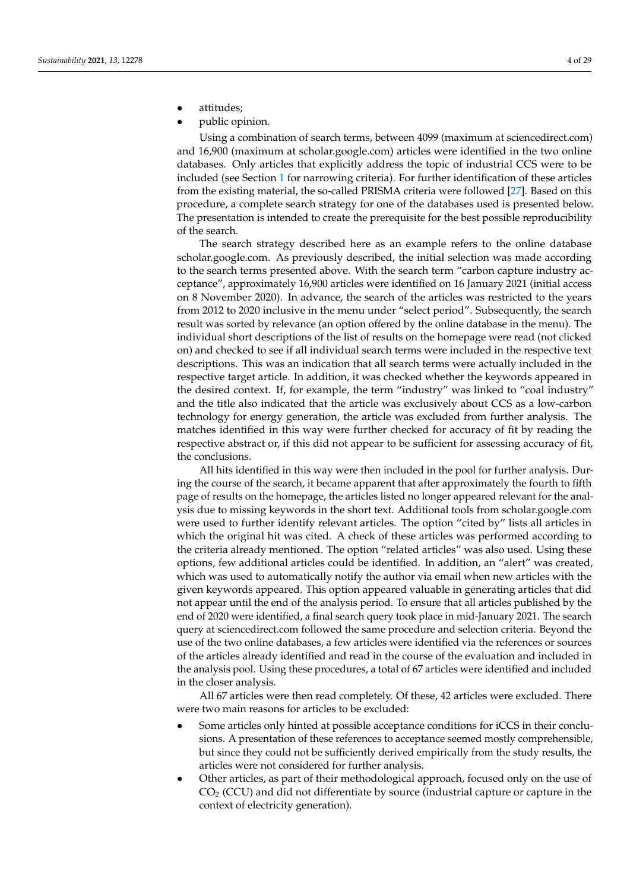- attitudes;
- public opinion.

Using a combination of search terms, between 4099 (maximum at sciencedirect.com) and 16,900 (maximum at scholar.google.com) articles were identified in the two online databases. Only articles that explicitly address the topic of industrial CCS were to be included (see Section 1 for narrowing criteria). For further identification of these articles from the existing material, the so-called PRISMA criteria were followed [27]. Based on this procedure, a complete search strategy for one of the databases used is presented below. The presentation is intended to create the prerequisite for the best possible reproducibility of the search.

The search strategy described here as an example refers to the online database scholar.google.com. As previously described, the initial selection was made according to the search terms presented above. With the search term "carbon capture industry acceptance", approximately 16,900 articles were identified on 16 January 2021 (initial access on 8 November 2020). In advance, the search of the articles was restricted to the years from 2012 to 2020 inclusive in the menu under "select period". Subsequently, the search result was sorted by relevance (an option offered by the online database in the menu). The individual short descriptions of the list of results on the homepage were read (not clicked on) and checked to see if all individual search terms were included in the respective text descriptions. This was an indication that all search terms were actually included in the respective target article. In addition, it was checked whether the keywords appeared in the desired context. If, for example, the term "industry" was linked to "coal industry" and the title also indicated that the article was exclusively about CCS as a low-carbon technology for energy generation, the article was excluded from further analysis. The matches identified in this way were further checked for accuracy of fit by reading the respective abstract or, if this did not appear to be sufficient for assessing accuracy of fit, the conclusions.

All hits identified in this way were then included in the pool for further analysis. During the course of the search, it became apparent that after approximately the fourth to fifth page of results on the homepage, the articles listed no longer appeared relevant for the analysis due to missing keywords in the short text. Additional tools from scholar.google.com were used to further identify relevant articles. The option "cited by" lists all articles in which the original hit was cited. A check of these articles was performed according to the criteria already mentioned. The option "related articles" was also used. Using these options, few additional articles could be identified. In addition, an "alert" was created, which was used to automatically notify the author via email when new articles with the given keywords appeared. This option appeared valuable in generating articles that did not appear until the end of the analysis period. To ensure that all articles published by the end of 2020 were identified, a final search query took place in mid-January 2021. The search query at sciencedirect.com followed the same procedure and selection criteria. Beyond the use of the two online databases, a few articles were identified via the references or sources of the articles already identified and read in the course of the evaluation and included in the analysis pool. Using these procedures, a total of 67 articles were identified and included in the closer analysis.

All 67 articles were then read completely. Of these, 42 articles were excluded. There were two main reasons for articles to be excluded:

- Some articles only hinted at possible acceptance conditions for iCCS in their conclusions. A presentation of these references to acceptance seemed mostly comprehensible, but since they could not be sufficiently derived empirically from the study results, the articles were not considered for further analysis.
- Other articles, as part of their methodological approach, focused only on the use of $CO_2$ (CCU) and did not differentiate by source (industrial capture or capture in the context of electricity generation).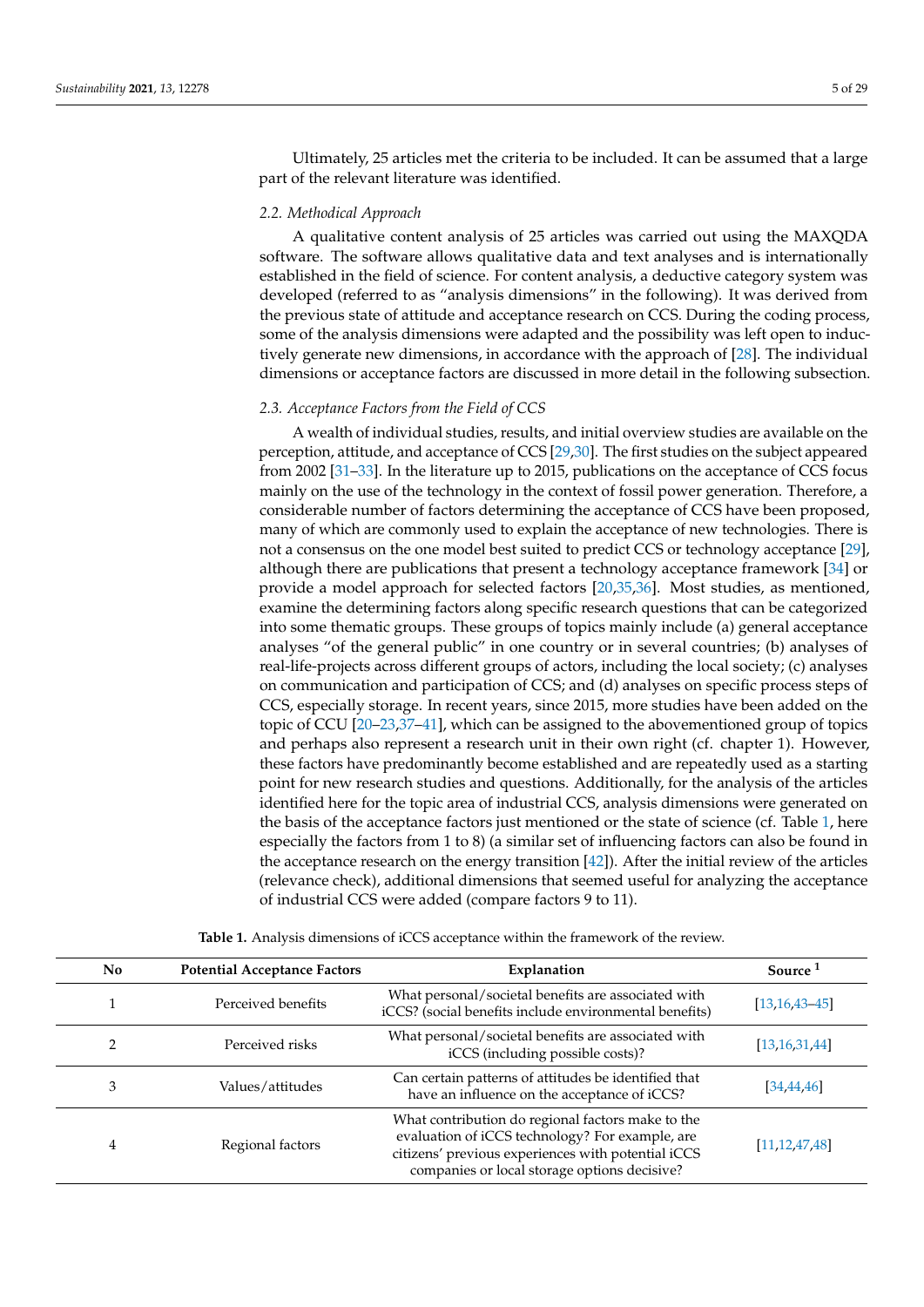Ultimately, 25 articles met the criteria to be included. It can be assumed that a large part of the relevant literature was identified.

### 2.2. Methodical Approach

A qualitative content analysis of 25 articles was carried out using the MAXQDA software. The software allows qualitative data and text analyses and is internationally established in the field of science. For content analysis, a deductive category system was developed (referred to as "analysis dimensions" in the following). It was derived from the previous state of attitude and acceptance research on CCS. During the coding process, some of the analysis dimensions were adapted and the possibility was left open to inductively generate new dimensions, in accordance with the approach of [28]. The individual dimensions or acceptance factors are discussed in more detail in the following subsection.

### 2.3. Acceptance Factors from the Field of CCS

A wealth of individual studies, results, and initial overview studies are available on the perception, attitude, and acceptance of CCS [29,30]. The first studies on the subject appeared from 2002 [31–33]. In the literature up to 2015, publications on the acceptance of CCS focus mainly on the use of the technology in the context of fossil power generation. Therefore, a considerable number of factors determining the acceptance of CCS have been proposed, many of which are commonly used to explain the acceptance of new technologies. There is not a consensus on the one model best suited to predict CCS or technology acceptance [29], although there are publications that present a technology acceptance framework [34] or provide a model approach for selected factors [20,35,36]. Most studies, as mentioned, examine the determining factors along specific research questions that can be categorized into some thematic groups. These groups of topics mainly include (a) general acceptance analyses "of the general public" in one country or in several countries; (b) analyses of real-life-projects across different groups of actors, including the local society; (c) analyses on communication and participation of CCS; and (d) analyses on specific process steps of CCS, especially storage. In recent years, since 2015, more studies have been added on the topic of CCU [20–23,37–41], which can be assigned to the abovementioned group of topics and perhaps also represent a research unit in their own right (cf. chapter 1). However, these factors have predominantly become established and are repeatedly used as a starting point for new research studies and questions. Additionally, for the analysis of the articles identified here for the topic area of industrial CCS, analysis dimensions were generated on the basis of the acceptance factors just mentioned or the state of science (cf. Table 1, here especially the factors from 1 to 8) (a similar set of influencing factors can also be found in the acceptance research on the energy transition [42]). After the initial review of the articles (relevance check), additional dimensions that seemed useful for analyzing the acceptance of industrial CCS were added (compare factors 9 to 11).

**Table 1.** Analysis dimensions of iCCS acceptance within the framework of the review.

| No | Potential Acceptance Factors | Explanation | Source [1] |
|---|---|---|---|
| 1 | Perceived benefits | What personal/societal benefits are associated with iCCS? (social benefits include environmental benefits) | [13,16,43–45] |
| 2 | Perceived risks | What personal/societal benefits are associated with iCCS (including possible costs)? | [13,16,31,44] |
| 3 | Values/attitudes | Can certain patterns of attitudes be identified that have an influence on the acceptance of iCCS? | [34,44,46] |
| 4 | Regional factors | What contribution do regional factors make to the evaluation of iCCS technology? For example, are citizens' previous experiences with potential iCCS companies or local storage options decisive? | [11,12,47,48] |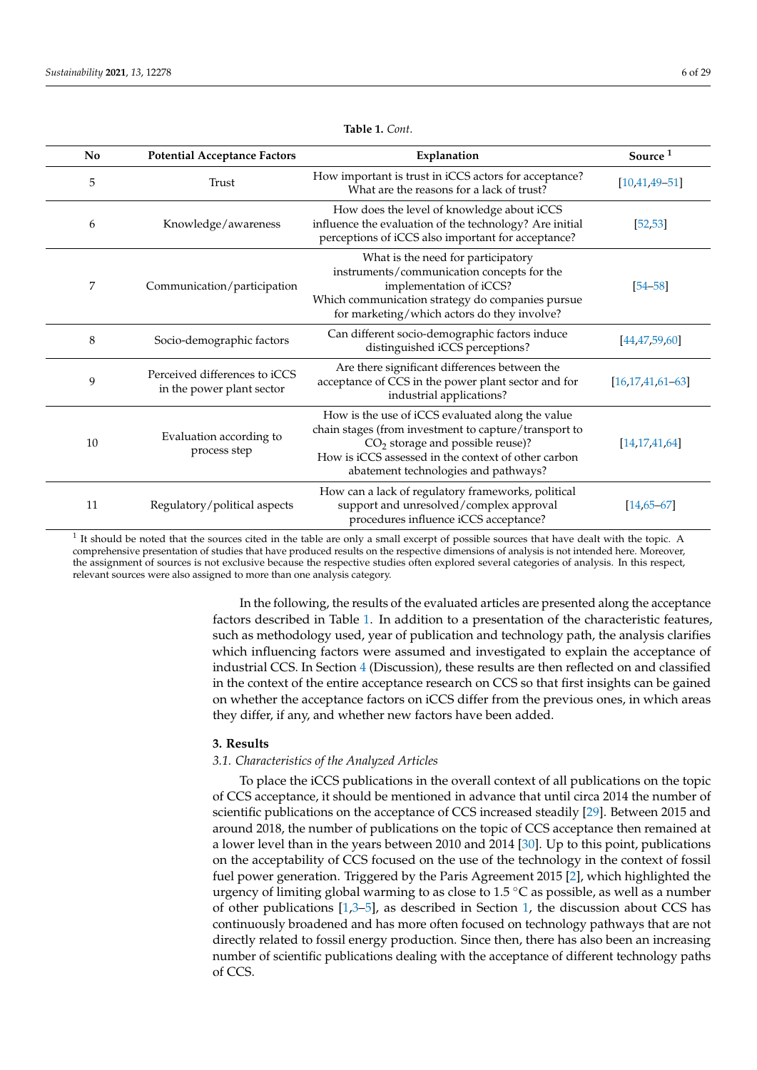**Table 1.** *Cont.*

| No | Potential Acceptance Factors | Explanation | Source [1] |
|---|---|---|---|
| 5 | Trust | How important is trust in iCCS actors for acceptance? What are the reasons for a lack of trust? | [10,41,49–51] |
| 6 | Knowledge/awareness | How does the level of knowledge about iCCS influence the evaluation of the technology? Are initial perceptions of iCCS also important for acceptance? | [52,53] |
| 7 | Communication/participation | What is the need for participatory instruments/communication concepts for the implementation of iCCS? Which communication strategy do companies pursue for marketing/which actors do they involve? | [54–58] |
| 8 | Socio-demographic factors | Can different socio-demographic factors induce distinguished iCCS perceptions? | [44,47,59,60] |
| 9 | Perceived differences to iCCS in the power plant sector | Are there significant differences between the acceptance of CCS in the power plant sector and for industrial applications? | [16,17,41,61–63] |
| 10 | Evaluation according to process step | How is the use of iCCS evaluated along the value chain stages (from investment to capture/transport to $CO_2$ storage and possible reuse)? How is iCCS assessed in the context of other carbon abatement technologies and pathways? | [14,17,41,64] |
| 11 | Regulatory/political aspects | How can a lack of regulatory frameworks, political support and unresolved/complex approval procedures influence iCCS acceptance? | [14,65–67] |

[1] It should be noted that the sources cited in the table are only a small excerpt of possible sources that have dealt with the topic. A comprehensive presentation of studies that have produced results on the respective dimensions of analysis is not intended here. Moreover, the assignment of sources is not exclusive because the respective studies often explored several categories of analysis. In this respect, relevant sources were also assigned to more than one analysis category.

In the following, the results of the evaluated articles are presented along the acceptance factors described in Table 1. In addition to a presentation of the characteristic features, such as methodology used, year of publication and technology path, the analysis clarifies which influencing factors were assumed and investigated to explain the acceptance of industrial CCS. In Section 4 (Discussion), these results are then reflected on and classified in the context of the entire acceptance research on CCS so that first insights can be gained on whether the acceptance factors on iCCS differ from the previous ones, in which areas they differ, if any, and whether new factors have been added.

## 3. Results

### 3.1. Characteristics of the Analyzed Articles

To place the iCCS publications in the overall context of all publications on the topic of CCS acceptance, it should be mentioned in advance that until circa 2014 the number of scientific publications on the acceptance of CCS increased steadily [29]. Between 2015 and around 2018, the number of publications on the topic of CCS acceptance then remained at a lower level than in the years between 2010 and 2014 [30]. Up to this point, publications on the acceptability of CCS focused on the use of the technology in the context of fossil fuel power generation. Triggered by the Paris Agreement 2015 [2], which highlighted the urgency of limiting global warming to as close to 1.5 °C as possible, as well as a number of other publications [1,3–5], as described in Section 1, the discussion about CCS has continuously broadened and has more often focused on technology pathways that are not directly related to fossil energy production. Since then, there has also been an increasing number of scientific publications dealing with the acceptance of different technology paths of CCS.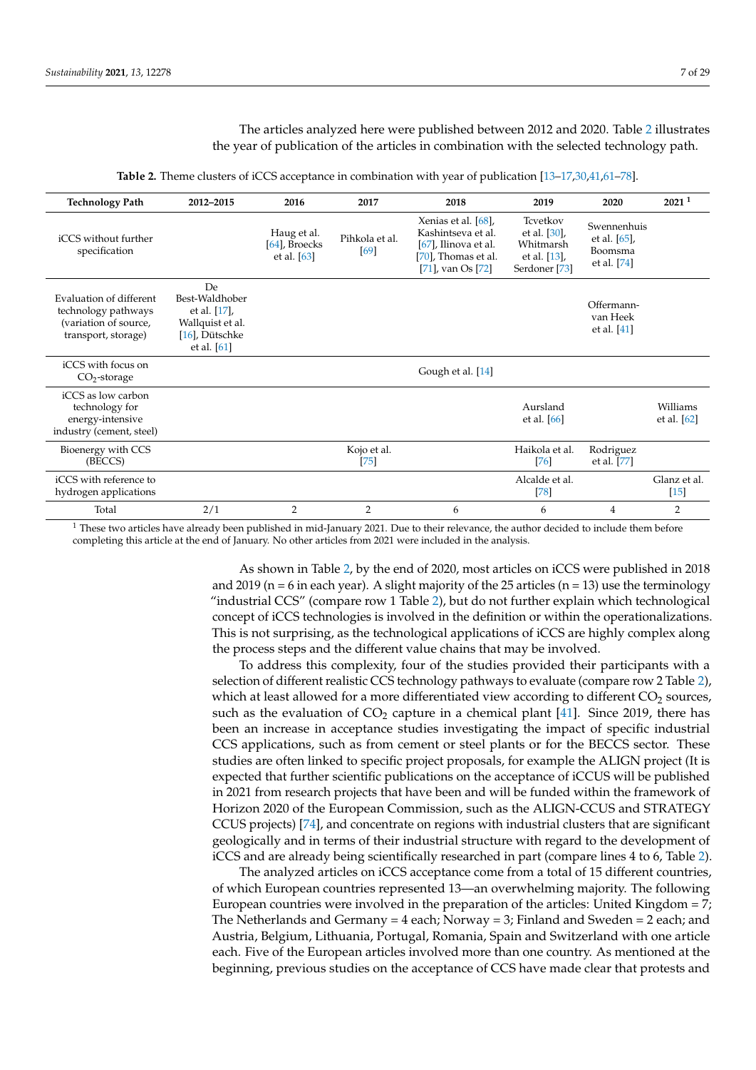The articles analyzed here were published between 2012 and 2020. Table 2 illustrates the year of publication of the articles in combination with the selected technology path.

**Table 2.** Theme clusters of iCCS acceptance in combination with year of publication [13–17,30,41,61–78].

| Technology Path | 2012–2015 | 2016 | 2017 | 2018 | 2019 | 2020 | 2021 [1] |
|---|---|---|---|---|---|---|---|
| iCCS without further specification | | Haug et al. [64], Broecks et al. [63] | Pihkola et al. [69] | Xenias et al. [68], Kashintseva et al. [67], Ilinova et al. [70], Thomas et al. [71], van Os [72] | Tcvetkov et al. [30], Whitmarsh et al. [13], Serdoner [73] | Swennenhuis et al. [65], Boomsma et al. [74] | |
| Evaluation of different technology pathways (variation of source, transport, storage) | De Best-Waldhober et al. [17], Wallquist et al. [16], Dütschke et al. [61] | | | | | Offermann-van Heek et al. [41] | |
| iCCS with focus on $CO_2$-storage | | | | Gough et al. [14] | | | |
| iCCS as low carbon technology for energy-intensive industry (cement, steel) | | | | | Aursland et al. [66] | | Williams et al. [62] |
| Bioenergy with CCS (BECCS) | | | Kojo et al. [75] | | Haikola et al. [76] | Rodriguez et al. [77] | |
| iCCS with reference to hydrogen applications | | | | | Alcalde et al. [78] | | Glanz et al. [15] |
| Total | 2/1 | 2 | 2 | 6 | 6 | 4 | 2 |

[1] These two articles have already been published in mid-January 2021. Due to their relevance, the author decided to include them before completing this article at the end of January. No other articles from 2021 were included in the analysis.

As shown in Table 2, by the end of 2020, most articles on iCCS were published in 2018 and 2019 (n = 6 in each year). A slight majority of the 25 articles (n = 13) use the terminology "industrial CCS" (compare row 1 Table 2), but do not further explain which technological concept of iCCS technologies is involved in the definition or within the operationalizations. This is not surprising, as the technological applications of iCCS are highly complex along the process steps and the different value chains that may be involved.

To address this complexity, four of the studies provided their participants with a selection of different realistic CCS technology pathways to evaluate (compare row 2 Table 2), which at least allowed for a more differentiated view according to different $CO_2$ sources, such as the evaluation of $CO_2$ capture in a chemical plant [41]. Since 2019, there has been an increase in acceptance studies investigating the impact of specific industrial CCS applications, such as from cement or steel plants or for the BECCS sector. These studies are often linked to specific project proposals, for example the ALIGN project (It is expected that further scientific publications on the acceptance of iCCUS will be published in 2021 from research projects that have been and will be funded within the framework of Horizon 2020 of the European Commission, such as the ALIGN-CCUS and STRATEGY CCUS projects) [74], and concentrate on regions with industrial clusters that are significant geologically and in terms of their industrial structure with regard to the development of iCCS and are already being scientifically researched in part (compare lines 4 to 6, Table 2).

The analyzed articles on iCCS acceptance come from a total of 15 different countries, of which European countries represented 13—an overwhelming majority. The following European countries were involved in the preparation of the articles: United Kingdom = 7; The Netherlands and Germany = 4 each; Norway = 3; Finland and Sweden = 2 each; and Austria, Belgium, Lithuania, Portugal, Romania, Spain and Switzerland with one article each. Five of the European articles involved more than one country. As mentioned at the beginning, previous studies on the acceptance of CCS have made clear that protests and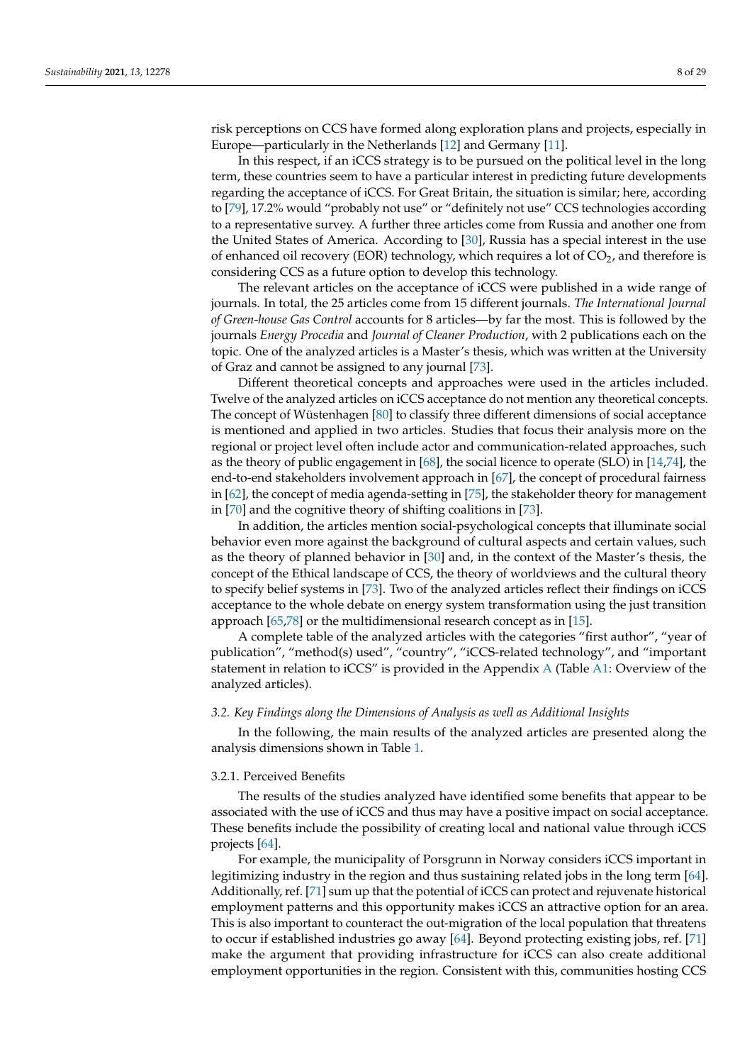risk perceptions on CCS have formed along exploration plans and projects, especially in Europe—particularly in the Netherlands [12] and Germany [11].

In this respect, if an iCCS strategy is to be pursued on the political level in the long term, these countries seem to have a particular interest in predicting future developments regarding the acceptance of iCCS. For Great Britain, the situation is similar; here, according to [79], 17.2% would "probably not use" or "definitely not use" CCS technologies according to a representative survey. A further three articles come from Russia and another one from the United States of America. According to [30], Russia has a special interest in the use of enhanced oil recovery (EOR) technology, which requires a lot of $CO_2$, and therefore is considering CCS as a future option to develop this technology.

The relevant articles on the acceptance of iCCS were published in a wide range of journals. In total, the 25 articles come from 15 different journals. *The International Journal of Green-house Gas Control* accounts for 8 articles—by far the most. This is followed by the journals *Energy Procedia* and *Journal of Cleaner Production*, with 2 publications each on the topic. One of the analyzed articles is a Master's thesis, which was written at the University of Graz and cannot be assigned to any journal [73].

Different theoretical concepts and approaches were used in the articles included. Twelve of the analyzed articles on iCCS acceptance do not mention any theoretical concepts. The concept of Wüstenhagen [80] to classify three different dimensions of social acceptance is mentioned and applied in two articles. Studies that focus their analysis more on the regional or project level often include actor and communication-related approaches, such as the theory of public engagement in [68], the social licence to operate (SLO) in [14,74], the end-to-end stakeholders involvement approach in [67], the concept of procedural fairness in [62], the concept of media agenda-setting in [75], the stakeholder theory for management in [70] and the cognitive theory of shifting coalitions in [73].

In addition, the articles mention social-psychological concepts that illuminate social behavior even more against the background of cultural aspects and certain values, such as the theory of planned behavior in [30] and, in the context of the Master's thesis, the concept of the Ethical landscape of CCS, the theory of worldviews and the cultural theory to specify belief systems in [73]. Two of the analyzed articles reflect their findings on iCCS acceptance to the whole debate on energy system transformation using the just transition approach [65,78] or the multidimensional research concept as in [15].

A complete table of the analyzed articles with the categories "first author", "year of publication", "method(s) used", "country", "iCCS-related technology", and "important statement in relation to iCCS" is provided in the Appendix A (Table A1: Overview of the analyzed articles).

### 3.2. Key Findings along the Dimensions of Analysis as well as Additional Insights

In the following, the main results of the analyzed articles are presented along the analysis dimensions shown in Table 1.

#### 3.2.1. Perceived Benefits

The results of the studies analyzed have identified some benefits that appear to be associated with the use of iCCS and thus may have a positive impact on social acceptance. These benefits include the possibility of creating local and national value through iCCS projects [64].

For example, the municipality of Porsgrunn in Norway considers iCCS important in legitimizing industry in the region and thus sustaining related jobs in the long term [64]. Additionally, ref. [71] sum up that the potential of iCCS can protect and rejuvenate historical employment patterns and this opportunity makes iCCS an attractive option for an area. This is also important to counteract the out-migration of the local population that threatens to occur if established industries go away [64]. Beyond protecting existing jobs, ref. [71] make the argument that providing infrastructure for iCCS can also create additional employment opportunities in the region. Consistent with this, communities hosting CCS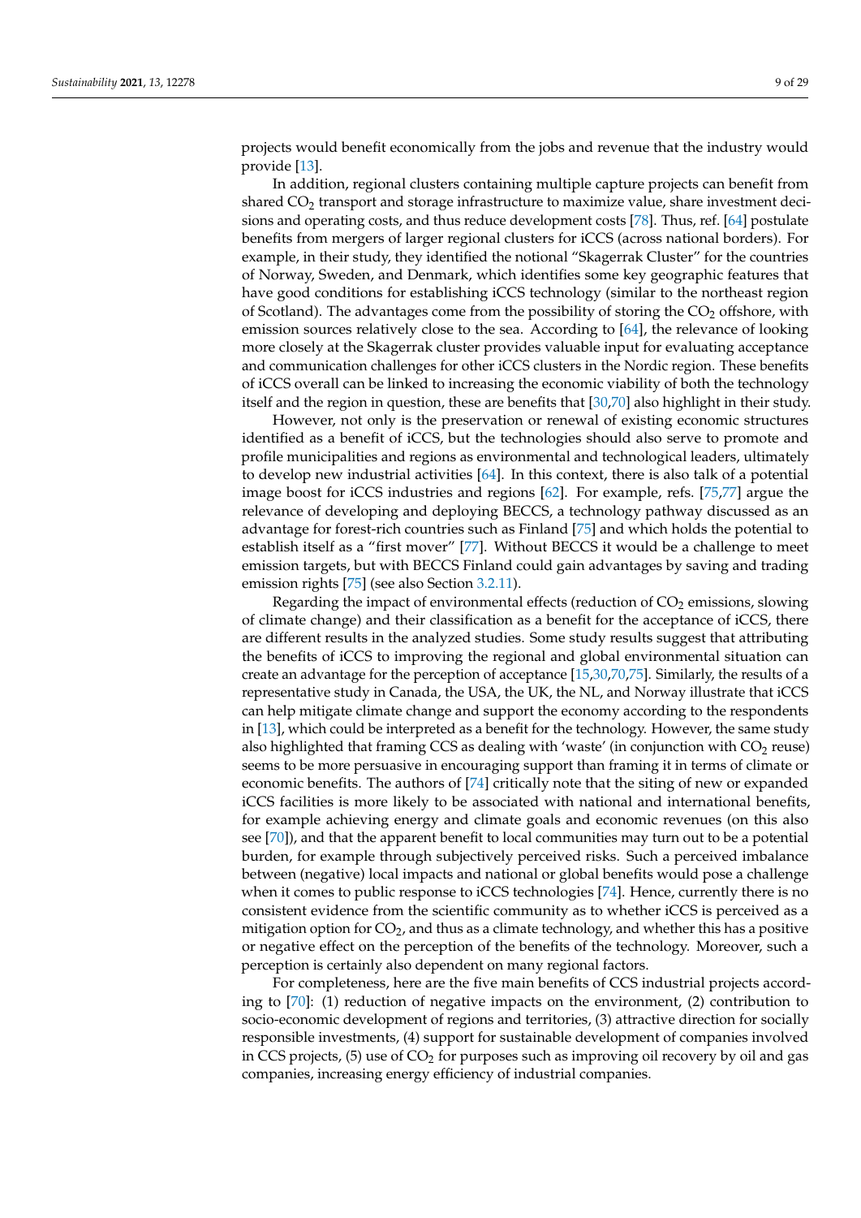projects would benefit economically from the jobs and revenue that the industry would provide [13].

In addition, regional clusters containing multiple capture projects can benefit from shared $CO_2$ transport and storage infrastructure to maximize value, share investment decisions and operating costs, and thus reduce development costs [78]. Thus, ref. [64] postulate benefits from mergers of larger regional clusters for iCCS (across national borders). For example, in their study, they identified the notional "Skagerrak Cluster" for the countries of Norway, Sweden, and Denmark, which identifies some key geographic features that have good conditions for establishing iCCS technology (similar to the northeast region of Scotland). The advantages come from the possibility of storing the $CO_2$ offshore, with emission sources relatively close to the sea. According to [64], the relevance of looking more closely at the Skagerrak cluster provides valuable input for evaluating acceptance and communication challenges for other iCCS clusters in the Nordic region. These benefits of iCCS overall can be linked to increasing the economic viability of both the technology itself and the region in question, these are benefits that [30,70] also highlight in their study.

However, not only is the preservation or renewal of existing economic structures identified as a benefit of iCCS, but the technologies should also serve to promote and profile municipalities and regions as environmental and technological leaders, ultimately to develop new industrial activities [64]. In this context, there is also talk of a potential image boost for iCCS industries and regions [62]. For example, refs. [75,77] argue the relevance of developing and deploying BECCS, a technology pathway discussed as an advantage for forest-rich countries such as Finland [75] and which holds the potential to establish itself as a "first mover" [77]. Without BECCS it would be a challenge to meet emission targets, but with BECCS Finland could gain advantages by saving and trading emission rights [75] (see also Section 3.2.11).

Regarding the impact of environmental effects (reduction of $CO_2$ emissions, slowing of climate change) and their classification as a benefit for the acceptance of iCCS, there are different results in the analyzed studies. Some study results suggest that attributing the benefits of iCCS to improving the regional and global environmental situation can create an advantage for the perception of acceptance [15,30,70,75]. Similarly, the results of a representative study in Canada, the USA, the UK, the NL, and Norway illustrate that iCCS can help mitigate climate change and support the economy according to the respondents in [13], which could be interpreted as a benefit for the technology. However, the same study also highlighted that framing CCS as dealing with 'waste' (in conjunction with $CO_2$ reuse) seems to be more persuasive in encouraging support than framing it in terms of climate or economic benefits. The authors of [74] critically note that the siting of new or expanded iCCS facilities is more likely to be associated with national and international benefits, for example achieving energy and climate goals and economic revenues (on this also see [70]), and that the apparent benefit to local communities may turn out to be a potential burden, for example through subjectively perceived risks. Such a perceived imbalance between (negative) local impacts and national or global benefits would pose a challenge when it comes to public response to iCCS technologies [74]. Hence, currently there is no consistent evidence from the scientific community as to whether iCCS is perceived as a mitigation option for $CO_2$, and thus as a climate technology, and whether this has a positive or negative effect on the perception of the benefits of the technology. Moreover, such a perception is certainly also dependent on many regional factors.

For completeness, here are the five main benefits of CCS industrial projects according to [70]: (1) reduction of negative impacts on the environment, (2) contribution to socio-economic development of regions and territories, (3) attractive direction for socially responsible investments, (4) support for sustainable development of companies involved in CCS projects, (5) use of $CO_2$ for purposes such as improving oil recovery by oil and gas companies, increasing energy efficiency of industrial companies.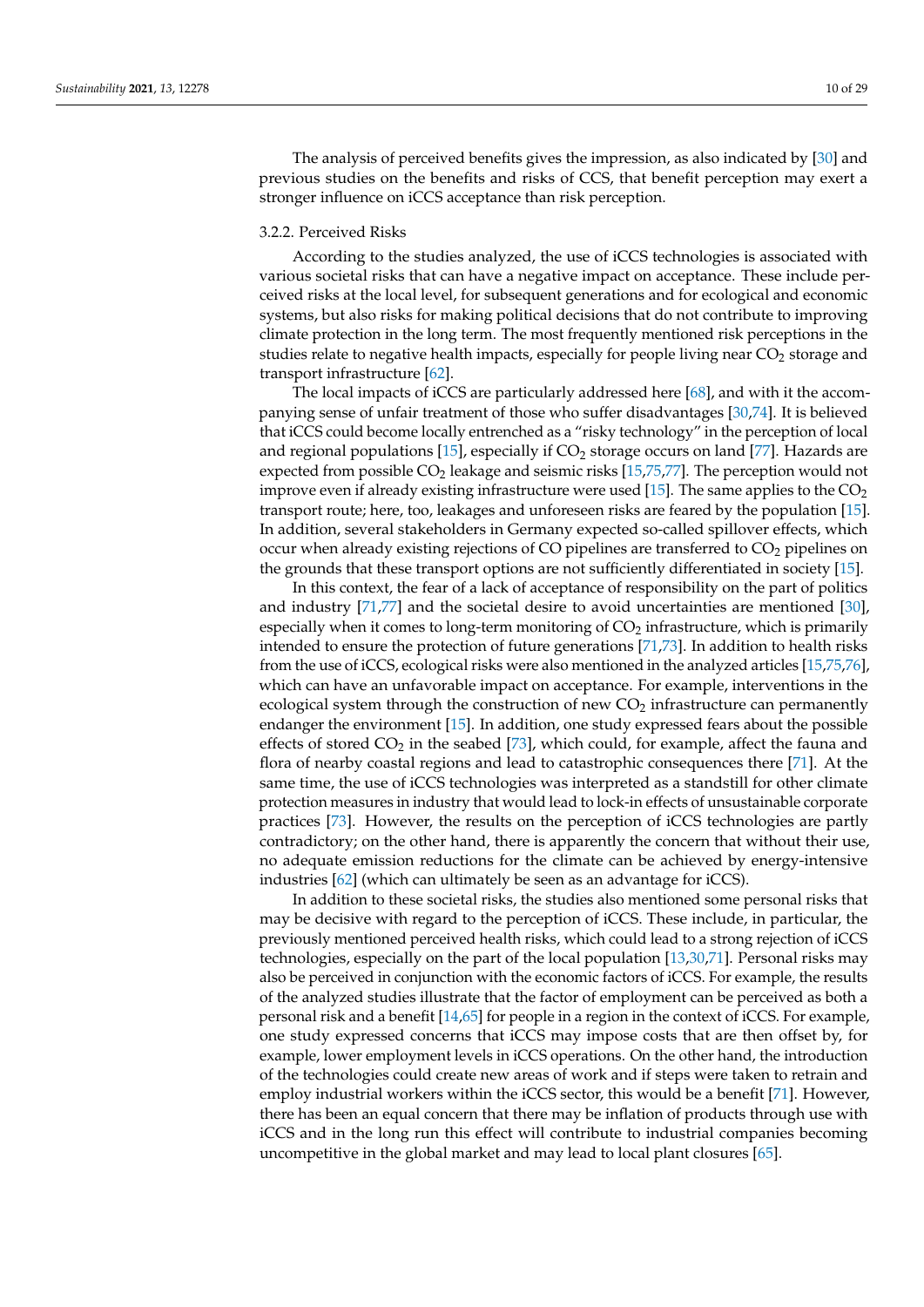The analysis of perceived benefits gives the impression, as also indicated by [30] and previous studies on the benefits and risks of CCS, that benefit perception may exert a stronger influence on iCCS acceptance than risk perception.

#### 3.2.2. Perceived Risks

According to the studies analyzed, the use of iCCS technologies is associated with various societal risks that can have a negative impact on acceptance. These include perceived risks at the local level, for subsequent generations and for ecological and economic systems, but also risks for making political decisions that do not contribute to improving climate protection in the long term. The most frequently mentioned risk perceptions in the studies relate to negative health impacts, especially for people living near $CO_2$ storage and transport infrastructure [62].

The local impacts of iCCS are particularly addressed here [68], and with it the accompanying sense of unfair treatment of those who suffer disadvantages [30,74]. It is believed that iCCS could become locally entrenched as a "risky technology" in the perception of local and regional populations [15], especially if $CO_2$ storage occurs on land [77]. Hazards are expected from possible $CO_2$ leakage and seismic risks [15,75,77]. The perception would not improve even if already existing infrastructure were used [15]. The same applies to the $CO_2$ transport route; here, too, leakages and unforeseen risks are feared by the population [15]. In addition, several stakeholders in Germany expected so-called spillover effects, which occur when already existing rejections of CO pipelines are transferred to $CO_2$ pipelines on the grounds that these transport options are not sufficiently differentiated in society [15].

In this context, the fear of a lack of acceptance of responsibility on the part of politics and industry [71,77] and the societal desire to avoid uncertainties are mentioned [30], especially when it comes to long-term monitoring of $CO_2$ infrastructure, which is primarily intended to ensure the protection of future generations [71,73]. In addition to health risks from the use of iCCS, ecological risks were also mentioned in the analyzed articles [15,75,76], which can have an unfavorable impact on acceptance. For example, interventions in the ecological system through the construction of new $CO_2$ infrastructure can permanently endanger the environment [15]. In addition, one study expressed fears about the possible effects of stored $CO_2$ in the seabed [73], which could, for example, affect the fauna and flora of nearby coastal regions and lead to catastrophic consequences there [71]. At the same time, the use of iCCS technologies was interpreted as a standstill for other climate protection measures in industry that would lead to lock-in effects of unsustainable corporate practices [73]. However, the results on the perception of iCCS technologies are partly contradictory; on the other hand, there is apparently the concern that without their use, no adequate emission reductions for the climate can be achieved by energy-intensive industries [62] (which can ultimately be seen as an advantage for iCCS).

In addition to these societal risks, the studies also mentioned some personal risks that may be decisive with regard to the perception of iCCS. These include, in particular, the previously mentioned perceived health risks, which could lead to a strong rejection of iCCS technologies, especially on the part of the local population [13,30,71]. Personal risks may also be perceived in conjunction with the economic factors of iCCS. For example, the results of the analyzed studies illustrate that the factor of employment can be perceived as both a personal risk and a benefit [14,65] for people in a region in the context of iCCS. For example, one study expressed concerns that iCCS may impose costs that are then offset by, for example, lower employment levels in iCCS operations. On the other hand, the introduction of the technologies could create new areas of work and if steps were taken to retrain and employ industrial workers within the iCCS sector, this would be a benefit [71]. However, there has been an equal concern that there may be inflation of products through use with iCCS and in the long run this effect will contribute to industrial companies becoming uncompetitive in the global market and may lead to local plant closures [65].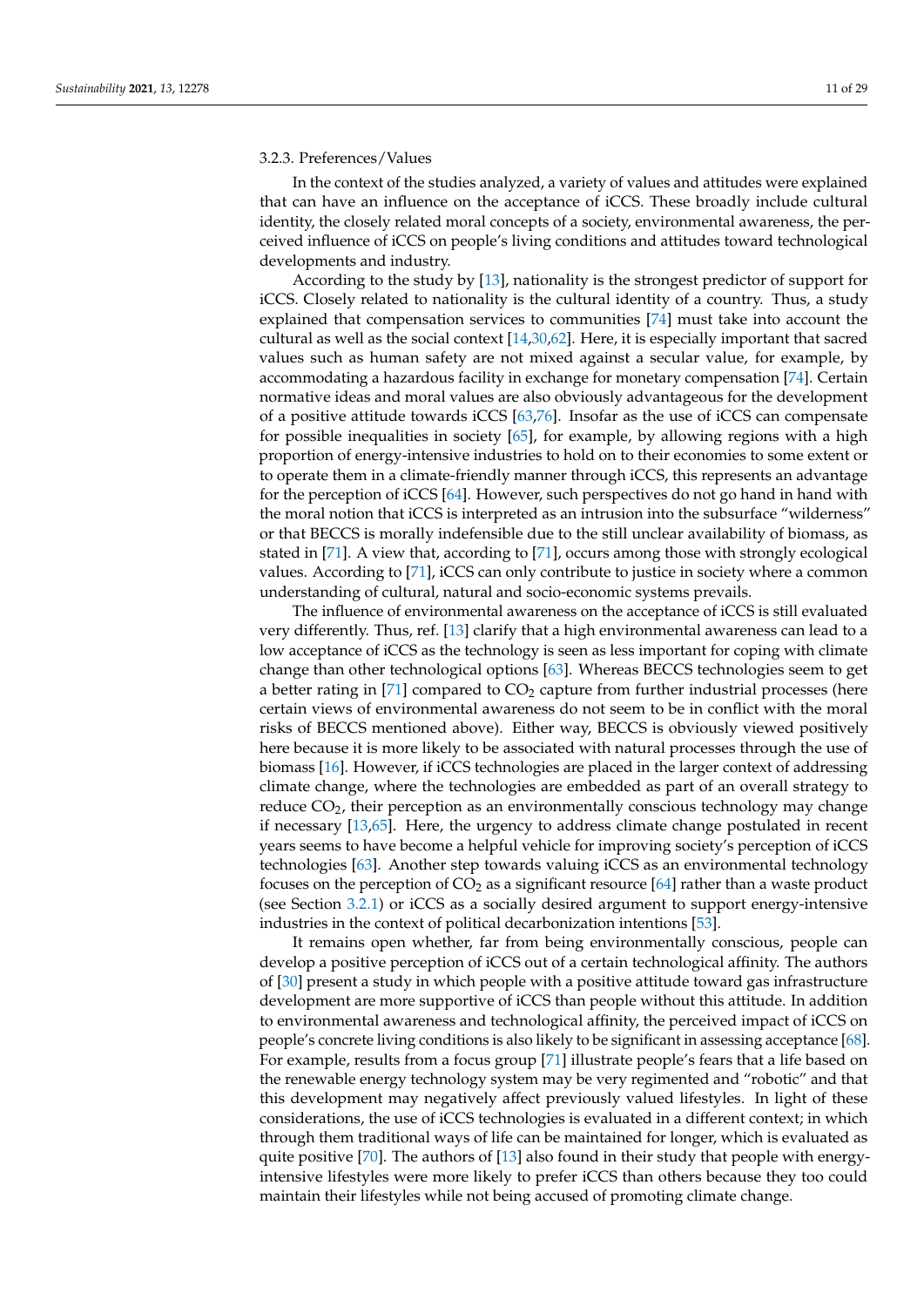#### 3.2.3. Preferences/Values

In the context of the studies analyzed, a variety of values and attitudes were explained that can have an influence on the acceptance of iCCS. These broadly include cultural identity, the closely related moral concepts of a society, environmental awareness, the perceived influence of iCCS on people's living conditions and attitudes toward technological developments and industry.

According to the study by [13], nationality is the strongest predictor of support for iCCS. Closely related to nationality is the cultural identity of a country. Thus, a study explained that compensation services to communities [74] must take into account the cultural as well as the social context [14,30,62]. Here, it is especially important that sacred values such as human safety are not mixed against a secular value, for example, by accommodating a hazardous facility in exchange for monetary compensation [74]. Certain normative ideas and moral values are also obviously advantageous for the development of a positive attitude towards iCCS [63,76]. Insofar as the use of iCCS can compensate for possible inequalities in society [65], for example, by allowing regions with a high proportion of energy-intensive industries to hold on to their economies to some extent or to operate them in a climate-friendly manner through iCCS, this represents an advantage for the perception of iCCS [64]. However, such perspectives do not go hand in hand with the moral notion that iCCS is interpreted as an intrusion into the subsurface "wilderness" or that BECCS is morally indefensible due to the still unclear availability of biomass, as stated in [71]. A view that, according to [71], occurs among those with strongly ecological values. According to [71], iCCS can only contribute to justice in society where a common understanding of cultural, natural and socio-economic systems prevails.

The influence of environmental awareness on the acceptance of iCCS is still evaluated very differently. Thus, ref. [13] clarify that a high environmental awareness can lead to a low acceptance of iCCS as the technology is seen as less important for coping with climate change than other technological options [63]. Whereas BECCS technologies seem to get a better rating in [71] compared to $CO_2$ capture from further industrial processes (here certain views of environmental awareness do not seem to be in conflict with the moral risks of BECCS mentioned above). Either way, BECCS is obviously viewed positively here because it is more likely to be associated with natural processes through the use of biomass [16]. However, if iCCS technologies are placed in the larger context of addressing climate change, where the technologies are embedded as part of an overall strategy to reduce $CO_2$, their perception as an environmentally conscious technology may change if necessary [13,65]. Here, the urgency to address climate change postulated in recent years seems to have become a helpful vehicle for improving society's perception of iCCS technologies [63]. Another step towards valuing iCCS as an environmental technology focuses on the perception of $CO_2$ as a significant resource [64] rather than a waste product (see Section 3.2.1) or iCCS as a socially desired argument to support energy-intensive industries in the context of political decarbonization intentions [53].

It remains open whether, far from being environmentally conscious, people can develop a positive perception of iCCS out of a certain technological affinity. The authors of [30] present a study in which people with a positive attitude toward gas infrastructure development are more supportive of iCCS than people without this attitude. In addition to environmental awareness and technological affinity, the perceived impact of iCCS on people's concrete living conditions is also likely to be significant in assessing acceptance [68]. For example, results from a focus group [71] illustrate people's fears that a life based on the renewable energy technology system may be very regimented and "robotic" and that this development may negatively affect previously valued lifestyles. In light of these considerations, the use of iCCS technologies is evaluated in a different context; in which through them traditional ways of life can be maintained for longer, which is evaluated as quite positive [70]. The authors of [13] also found in their study that people with energy-intensive lifestyles were more likely to prefer iCCS than others because they too could maintain their lifestyles while not being accused of promoting climate change.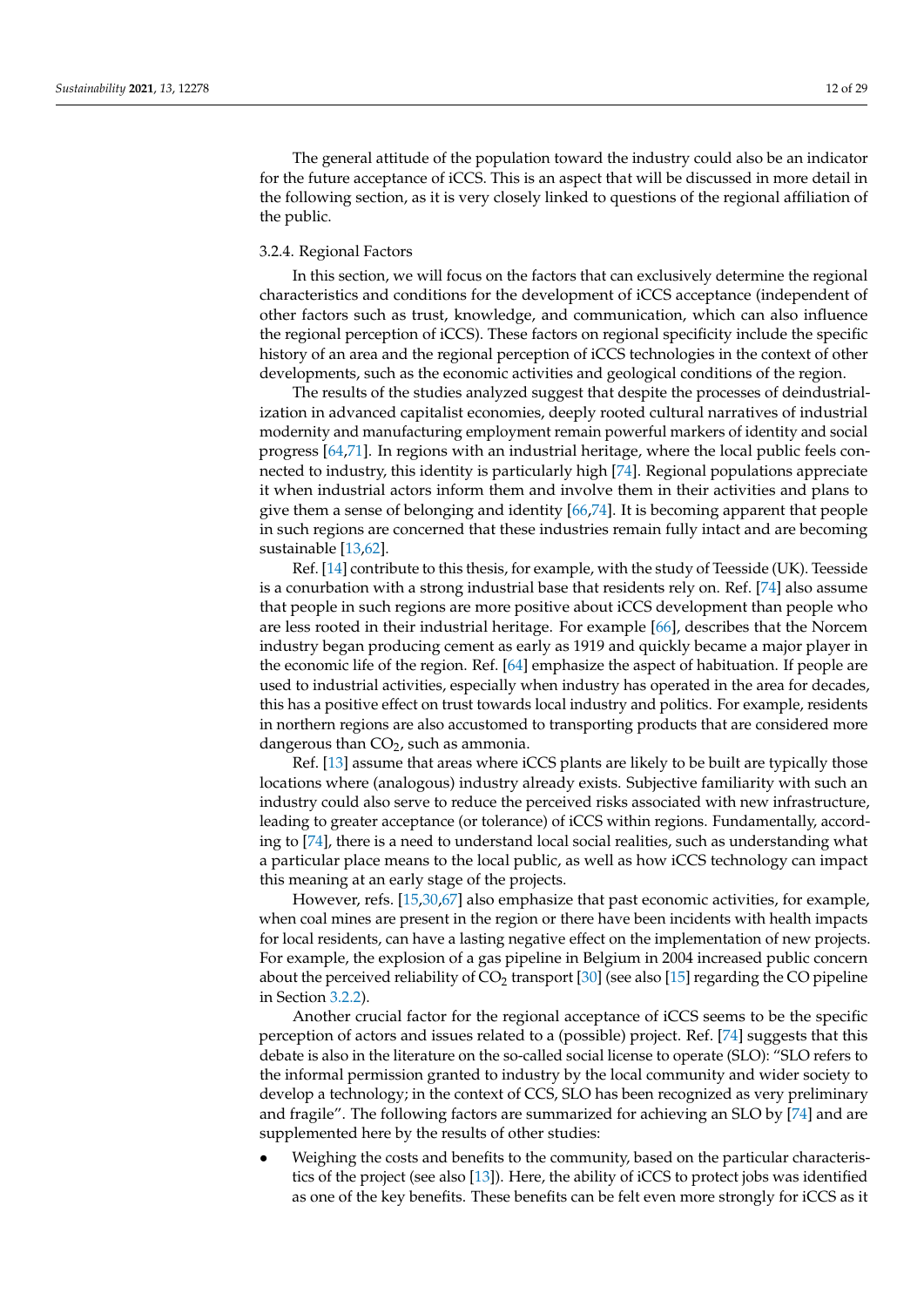The general attitude of the population toward the industry could also be an indicator for the future acceptance of iCCS. This is an aspect that will be discussed in more detail in the following section, as it is very closely linked to questions of the regional affiliation of the public.

#### 3.2.4. Regional Factors

In this section, we will focus on the factors that can exclusively determine the regional characteristics and conditions for the development of iCCS acceptance (independent of other factors such as trust, knowledge, and communication, which can also influence the regional perception of iCCS). These factors on regional specificity include the specific history of an area and the regional perception of iCCS technologies in the context of other developments, such as the economic activities and geological conditions of the region.

The results of the studies analyzed suggest that despite the processes of deindustrialization in advanced capitalist economies, deeply rooted cultural narratives of industrial modernity and manufacturing employment remain powerful markers of identity and social progress [64,71]. In regions with an industrial heritage, where the local public feels connected to industry, this identity is particularly high [74]. Regional populations appreciate it when industrial actors inform them and involve them in their activities and plans to give them a sense of belonging and identity [66,74]. It is becoming apparent that people in such regions are concerned that these industries remain fully intact and are becoming sustainable [13,62].

Ref. [14] contribute to this thesis, for example, with the study of Teesside (UK). Teesside is a conurbation with a strong industrial base that residents rely on. Ref. [74] also assume that people in such regions are more positive about iCCS development than people who are less rooted in their industrial heritage. For example [66], describes that the Norcem industry began producing cement as early as 1919 and quickly became a major player in the economic life of the region. Ref. [64] emphasize the aspect of habituation. If people are used to industrial activities, especially when industry has operated in the area for decades, this has a positive effect on trust towards local industry and politics. For example, residents in northern regions are also accustomed to transporting products that are considered more dangerous than $CO_2$, such as ammonia.

Ref. [13] assume that areas where iCCS plants are likely to be built are typically those locations where (analogous) industry already exists. Subjective familiarity with such an industry could also serve to reduce the perceived risks associated with new infrastructure, leading to greater acceptance (or tolerance) of iCCS within regions. Fundamentally, according to [74], there is a need to understand local social realities, such as understanding what a particular place means to the local public, as well as how iCCS technology can impact this meaning at an early stage of the projects.

However, refs. [15,30,67] also emphasize that past economic activities, for example, when coal mines are present in the region or there have been incidents with health impacts for local residents, can have a lasting negative effect on the implementation of new projects. For example, the explosion of a gas pipeline in Belgium in 2004 increased public concern about the perceived reliability of $CO_2$ transport [30] (see also [15] regarding the CO pipeline in Section 3.2.2).

Another crucial factor for the regional acceptance of iCCS seems to be the specific perception of actors and issues related to a (possible) project. Ref. [74] suggests that this debate is also in the literature on the so-called social license to operate (SLO): "SLO refers to the informal permission granted to industry by the local community and wider society to develop a technology; in the context of CCS, SLO has been recognized as very preliminary and fragile". The following factors are summarized for achieving an SLO by [74] and are supplemented here by the results of other studies:

- Weighing the costs and benefits to the community, based on the particular characteristics of the project (see also [13]). Here, the ability of iCCS to protect jobs was identified as one of the key benefits. These benefits can be felt even more strongly for iCCS as it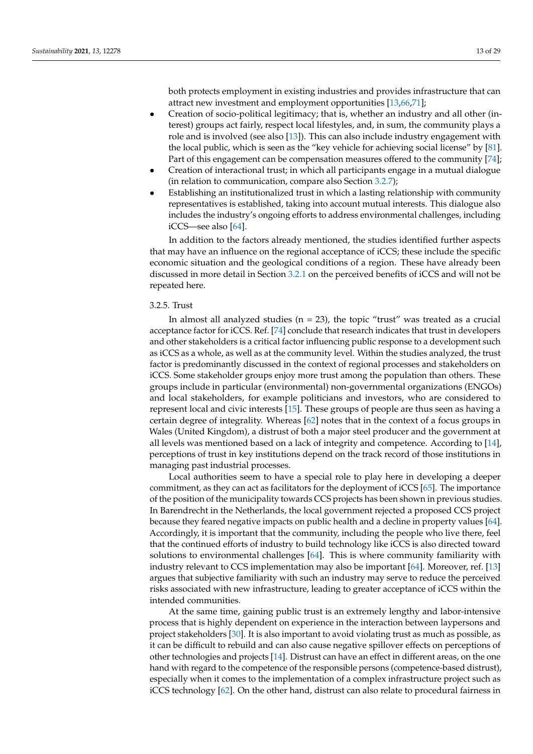both protects employment in existing industries and provides infrastructure that can attract new investment and employment opportunities [13,66,71];

- Creation of socio-political legitimacy; that is, whether an industry and all other (interest) groups act fairly, respect local lifestyles, and, in sum, the community plays a role and is involved (see also [13]). This can also include industry engagement with the local public, which is seen as the "key vehicle for achieving social license" by [81]. Part of this engagement can be compensation measures offered to the community [74];
- Creation of interactional trust; in which all participants engage in a mutual dialogue (in relation to communication, compare also Section 3.2.7);
- Establishing an institutionalized trust in which a lasting relationship with community representatives is established, taking into account mutual interests. This dialogue also includes the industry's ongoing efforts to address environmental challenges, including iCCS—see also [64].

In addition to the factors already mentioned, the studies identified further aspects that may have an influence on the regional acceptance of iCCS; these include the specific economic situation and the geological conditions of a region. These have already been discussed in more detail in Section 3.2.1 on the perceived benefits of iCCS and will not be repeated here.

#### 3.2.5. Trust

In almost all analyzed studies (n = 23), the topic "trust" was treated as a crucial acceptance factor for iCCS. Ref. [74] conclude that research indicates that trust in developers and other stakeholders is a critical factor influencing public response to a development such as iCCS as a whole, as well as at the community level. Within the studies analyzed, the trust factor is predominantly discussed in the context of regional processes and stakeholders on iCCS. Some stakeholder groups enjoy more trust among the population than others. These groups include in particular (environmental) non-governmental organizations (ENGOs) and local stakeholders, for example politicians and investors, who are considered to represent local and civic interests [15]. These groups of people are thus seen as having a certain degree of integrality. Whereas [62] notes that in the context of a focus groups in Wales (United Kingdom), a distrust of both a major steel producer and the government at all levels was mentioned based on a lack of integrity and competence. According to [14], perceptions of trust in key institutions depend on the track record of those institutions in managing past industrial processes.

Local authorities seem to have a special role to play here in developing a deeper commitment, as they can act as facilitators for the deployment of iCCS [65]. The importance of the position of the municipality towards CCS projects has been shown in previous studies. In Barendrecht in the Netherlands, the local government rejected a proposed CCS project because they feared negative impacts on public health and a decline in property values [64]. Accordingly, it is important that the community, including the people who live there, feel that the continued efforts of industry to build technology like iCCS is also directed toward solutions to environmental challenges [64]. This is where community familiarity with industry relevant to CCS implementation may also be important [64]. Moreover, ref. [13] argues that subjective familiarity with such an industry may serve to reduce the perceived risks associated with new infrastructure, leading to greater acceptance of iCCS within the intended communities.

At the same time, gaining public trust is an extremely lengthy and labor-intensive process that is highly dependent on experience in the interaction between laypersons and project stakeholders [30]. It is also important to avoid violating trust as much as possible, as it can be difficult to rebuild and can also cause negative spillover effects on perceptions of other technologies and projects [14]. Distrust can have an effect in different areas, on the one hand with regard to the competence of the responsible persons (competence-based distrust), especially when it comes to the implementation of a complex infrastructure project such as iCCS technology [62]. On the other hand, distrust can also relate to procedural fairness in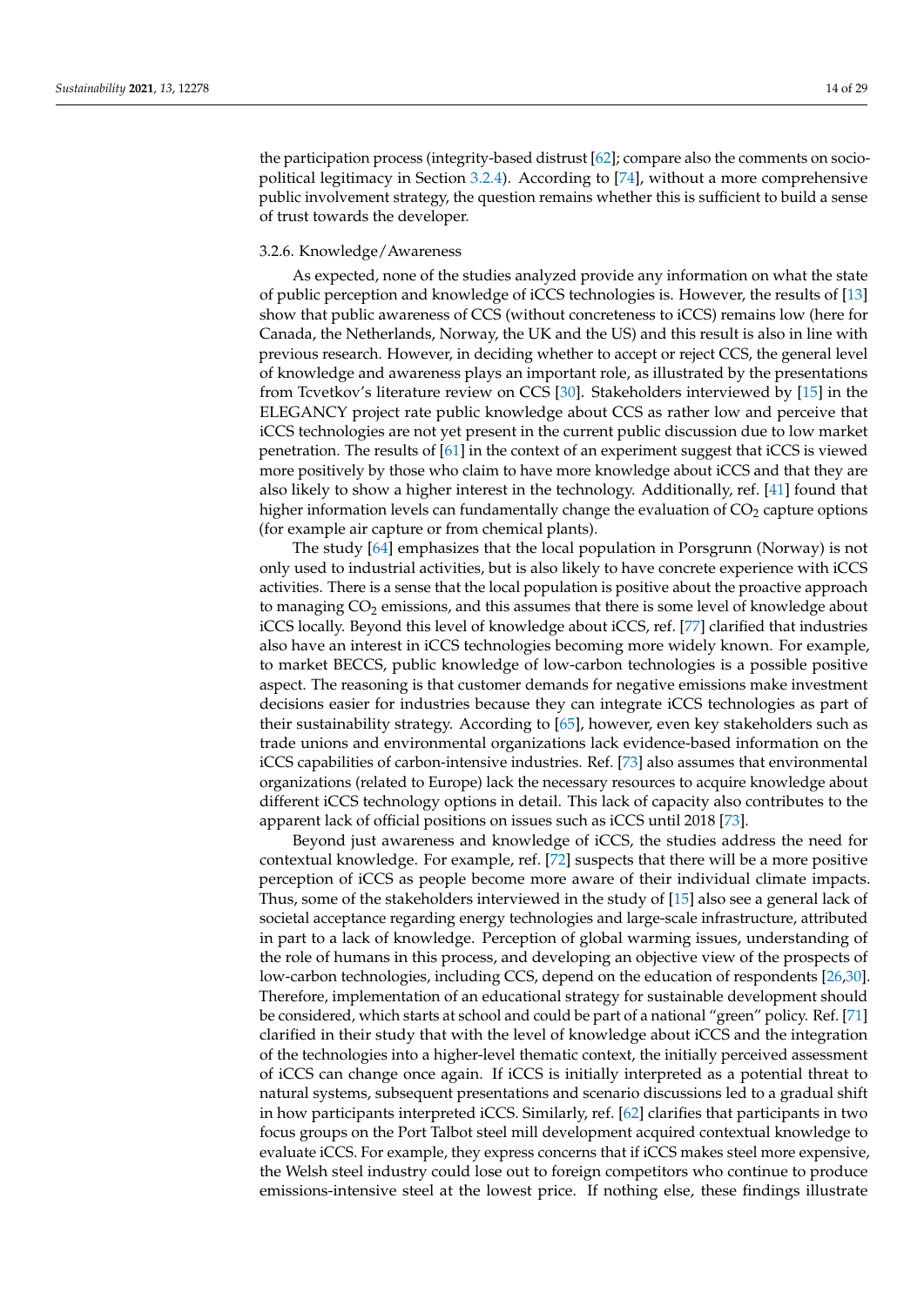the participation process (integrity-based distrust [62]; compare also the comments on socio-political legitimacy in Section 3.2.4). According to [74], without a more comprehensive public involvement strategy, the question remains whether this is sufficient to build a sense of trust towards the developer.

#### 3.2.6. Knowledge/Awareness

As expected, none of the studies analyzed provide any information on what the state of public perception and knowledge of iCCS technologies is. However, the results of [13] show that public awareness of CCS (without concreteness to iCCS) remains low (here for Canada, the Netherlands, Norway, the UK and the US) and this result is also in line with previous research. However, in deciding whether to accept or reject CCS, the general level of knowledge and awareness plays an important role, as illustrated by the presentations from Tcvetkov's literature review on CCS [30]. Stakeholders interviewed by [15] in the ELEGANCY project rate public knowledge about CCS as rather low and perceive that iCCS technologies are not yet present in the current public discussion due to low market penetration. The results of [61] in the context of an experiment suggest that iCCS is viewed more positively by those who claim to have more knowledge about iCCS and that they are also likely to show a higher interest in the technology. Additionally, ref. [41] found that higher information levels can fundamentally change the evaluation of $CO_2$ capture options (for example air capture or from chemical plants).

The study [64] emphasizes that the local population in Porsgrunn (Norway) is not only used to industrial activities, but is also likely to have concrete experience with iCCS activities. There is a sense that the local population is positive about the proactive approach to managing $CO_2$ emissions, and this assumes that there is some level of knowledge about iCCS locally. Beyond this level of knowledge about iCCS, ref. [77] clarified that industries also have an interest in iCCS technologies becoming more widely known. For example, to market BECCS, public knowledge of low-carbon technologies is a possible positive aspect. The reasoning is that customer demands for negative emissions make investment decisions easier for industries because they can integrate iCCS technologies as part of their sustainability strategy. According to [65], however, even key stakeholders such as trade unions and environmental organizations lack evidence-based information on the iCCS capabilities of carbon-intensive industries. Ref. [73] also assumes that environmental organizations (related to Europe) lack the necessary resources to acquire knowledge about different iCCS technology options in detail. This lack of capacity also contributes to the apparent lack of official positions on issues such as iCCS until 2018 [73].

Beyond just awareness and knowledge of iCCS, the studies address the need for contextual knowledge. For example, ref. [72] suspects that there will be a more positive perception of iCCS as people become more aware of their individual climate impacts. Thus, some of the stakeholders interviewed in the study of [15] also see a general lack of societal acceptance regarding energy technologies and large-scale infrastructure, attributed in part to a lack of knowledge. Perception of global warming issues, understanding of the role of humans in this process, and developing an objective view of the prospects of low-carbon technologies, including CCS, depend on the education of respondents [26,30]. Therefore, implementation of an educational strategy for sustainable development should be considered, which starts at school and could be part of a national "green" policy. Ref. [71] clarified in their study that with the level of knowledge about iCCS and the integration of the technologies into a higher-level thematic context, the initially perceived assessment of iCCS can change once again. If iCCS is initially interpreted as a potential threat to natural systems, subsequent presentations and scenario discussions led to a gradual shift in how participants interpreted iCCS. Similarly, ref. [62] clarifies that participants in two focus groups on the Port Talbot steel mill development acquired contextual knowledge to evaluate iCCS. For example, they express concerns that if iCCS makes steel more expensive, the Welsh steel industry could lose out to foreign competitors who continue to produce emissions-intensive steel at the lowest price. If nothing else, these findings illustrate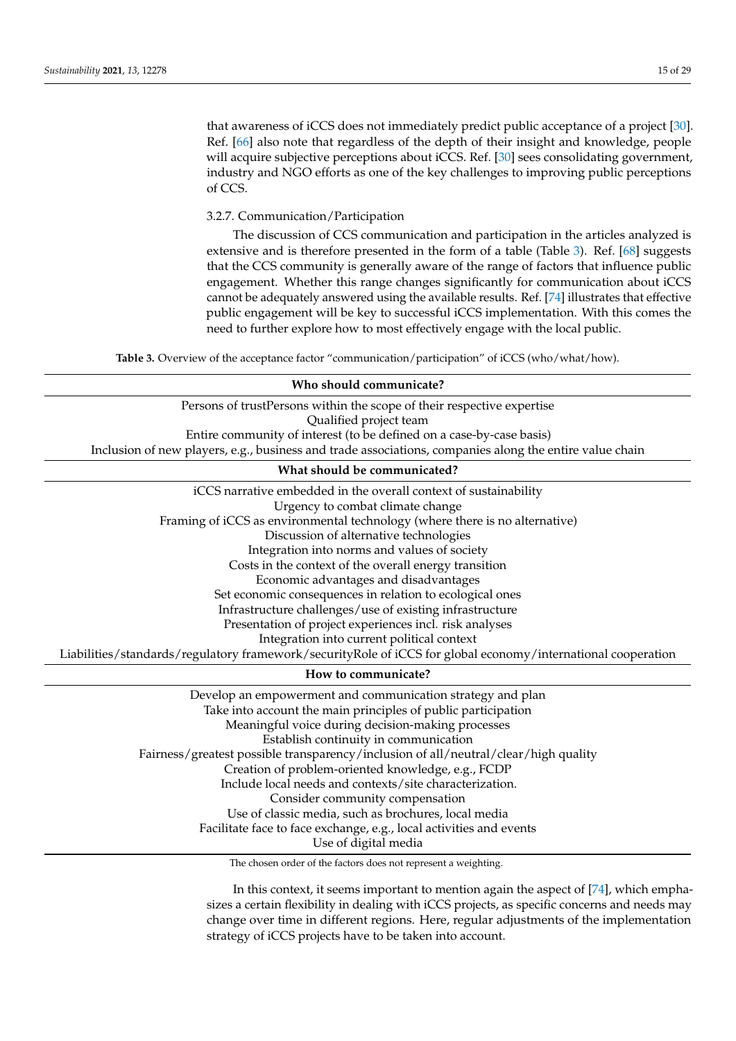that awareness of iCCS does not immediately predict public acceptance of a project [30]. Ref. [66] also note that regardless of the depth of their insight and knowledge, people will acquire subjective perceptions about iCCS. Ref. [30] sees consolidating government, industry and NGO efforts as one of the key challenges to improving public perceptions of CCS.

### 3.2.7. Communication/Participation

The discussion of CCS communication and participation in the articles analyzed is extensive and is therefore presented in the form of a table (Table 3). Ref. [68] suggests that the CCS community is generally aware of the range of factors that influence public engagement. Whether this range changes significantly for communication about iCCS cannot be adequately answered using the available results. Ref. [74] illustrates that effective public engagement will be key to successful iCCS implementation. With this comes the need to further explore how to most effectively engage with the local public.

**Table 3.** Overview of the acceptance factor "communication/participation" of iCCS (who/what/how).

| **Who should communicate?** |
|---|
| Persons of trustPersons within the scope of their respective expertise |
| Qualified project team |
| Entire community of interest (to be defined on a case-by-case basis) |
| Inclusion of new players, e.g., business and trade associations, companies along the entire value chain |
| **What should be communicated?** |
| iCCS narrative embedded in the overall context of sustainability |
| Urgency to combat climate change |
| Framing of iCCS as environmental technology (where there is no alternative) |
| Discussion of alternative technologies |
| Integration into norms and values of society |
| Costs in the context of the overall energy transition |
| Economic advantages and disadvantages |
| Set economic consequences in relation to ecological ones |
| Infrastructure challenges/use of existing infrastructure |
| Presentation of project experiences incl. risk analyses |
| Integration into current political context |
| Liabilities/standards/regulatory framework/securityRole of iCCS for global economy/international cooperation |
| **How to communicate?** |
| Develop an empowerment and communication strategy and plan |
| Take into account the main principles of public participation |
| Meaningful voice during decision-making processes |
| Establish continuity in communication |
| Fairness/greatest possible transparency/inclusion of all/neutral/clear/high quality |
| Creation of problem-oriented knowledge, e.g., FCDP |
| Include local needs and contexts/site characterization. |
| Consider community compensation |
| Use of classic media, such as brochures, local media |
| Facilitate face to face exchange, e.g., local activities and events |
| Use of digital media |

The chosen order of the factors does not represent a weighting.

In this context, it seems important to mention again the aspect of [74], which emphasizes a certain flexibility in dealing with iCCS projects, as specific concerns and needs may change over time in different regions. Here, regular adjustments of the implementation strategy of iCCS projects have to be taken into account.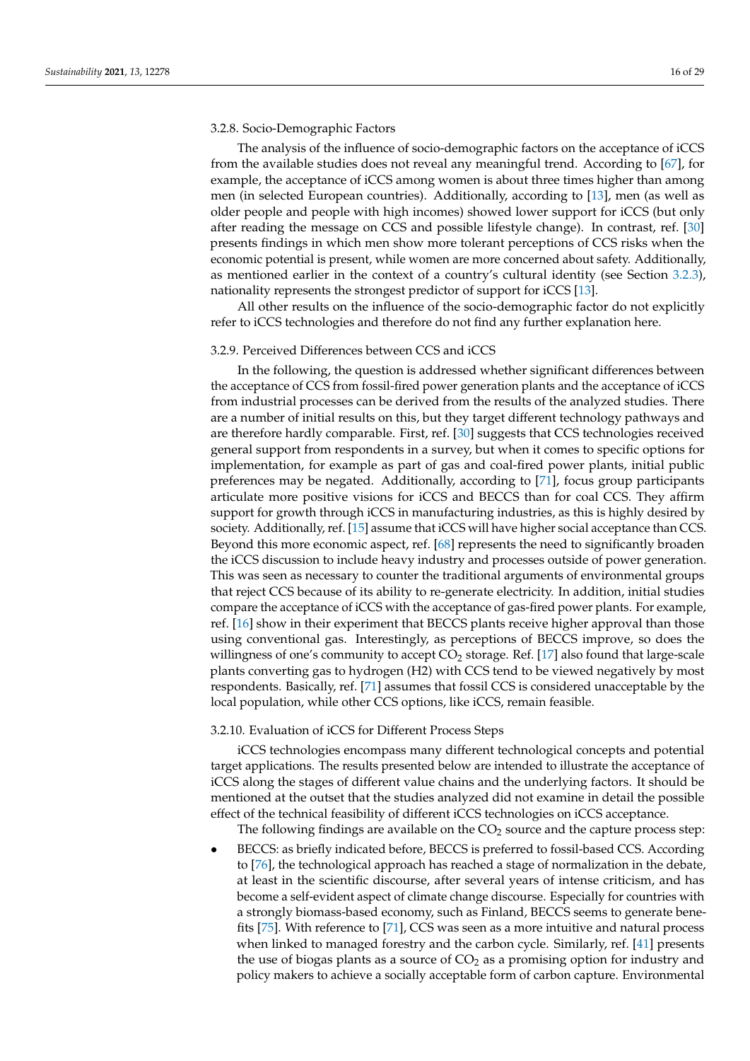### 3.2.8. Socio-Demographic Factors

The analysis of the influence of socio-demographic factors on the acceptance of iCCS from the available studies does not reveal any meaningful trend. According to [67], for example, the acceptance of iCCS among women is about three times higher than among men (in selected European countries). Additionally, according to [13], men (as well as older people and people with high incomes) showed lower support for iCCS (but only after reading the message on CCS and possible lifestyle change). In contrast, ref. [30] presents findings in which men show more tolerant perceptions of CCS risks when the economic potential is present, while women are more concerned about safety. Additionally, as mentioned earlier in the context of a country's cultural identity (see Section 3.2.3), nationality represents the strongest predictor of support for iCCS [13].

All other results on the influence of the socio-demographic factor do not explicitly refer to iCCS technologies and therefore do not find any further explanation here.

### 3.2.9. Perceived Differences between CCS and iCCS

In the following, the question is addressed whether significant differences between the acceptance of CCS from fossil-fired power generation plants and the acceptance of iCCS from industrial processes can be derived from the results of the analyzed studies. There are a number of initial results on this, but they target different technology pathways and are therefore hardly comparable. First, ref. [30] suggests that CCS technologies received general support from respondents in a survey, but when it comes to specific options for implementation, for example as part of gas and coal-fired power plants, initial public preferences may be negated. Additionally, according to [71], focus group participants articulate more positive visions for iCCS and BECCS than for coal CCS. They affirm support for growth through iCCS in manufacturing industries, as this is highly desired by society. Additionally, ref. [15] assume that iCCS will have higher social acceptance than CCS. Beyond this more economic aspect, ref. [68] represents the need to significantly broaden the iCCS discussion to include heavy industry and processes outside of power generation. This was seen as necessary to counter the traditional arguments of environmental groups that reject CCS because of its ability to re-generate electricity. In addition, initial studies compare the acceptance of iCCS with the acceptance of gas-fired power plants. For example, ref. [16] show in their experiment that BECCS plants receive higher approval than those using conventional gas. Interestingly, as perceptions of BECCS improve, so does the willingness of one's community to accept $CO_2$ storage. Ref. [17] also found that large-scale plants converting gas to hydrogen (H2) with CCS tend to be viewed negatively by most respondents. Basically, ref. [71] assumes that fossil CCS is considered unacceptable by the local population, while other CCS options, like iCCS, remain feasible.

### 3.2.10. Evaluation of iCCS for Different Process Steps

iCCS technologies encompass many different technological concepts and potential target applications. The results presented below are intended to illustrate the acceptance of iCCS along the stages of different value chains and the underlying factors. It should be mentioned at the outset that the studies analyzed did not examine in detail the possible effect of the technical feasibility of different iCCS technologies on iCCS acceptance.

The following findings are available on the $CO_2$ source and the capture process step:

- BECCS: as briefly indicated before, BECCS is preferred to fossil-based CCS. According to [76], the technological approach has reached a stage of normalization in the debate, at least in the scientific discourse, after several years of intense criticism, and has become a self-evident aspect of climate change discourse. Especially for countries with a strongly biomass-based economy, such as Finland, BECCS seems to generate benefits [75]. With reference to [71], CCS was seen as a more intuitive and natural process when linked to managed forestry and the carbon cycle. Similarly, ref. [41] presents the use of biogas plants as a source of $CO_2$ as a promising option for industry and policy makers to achieve a socially acceptable form of carbon capture. Environmental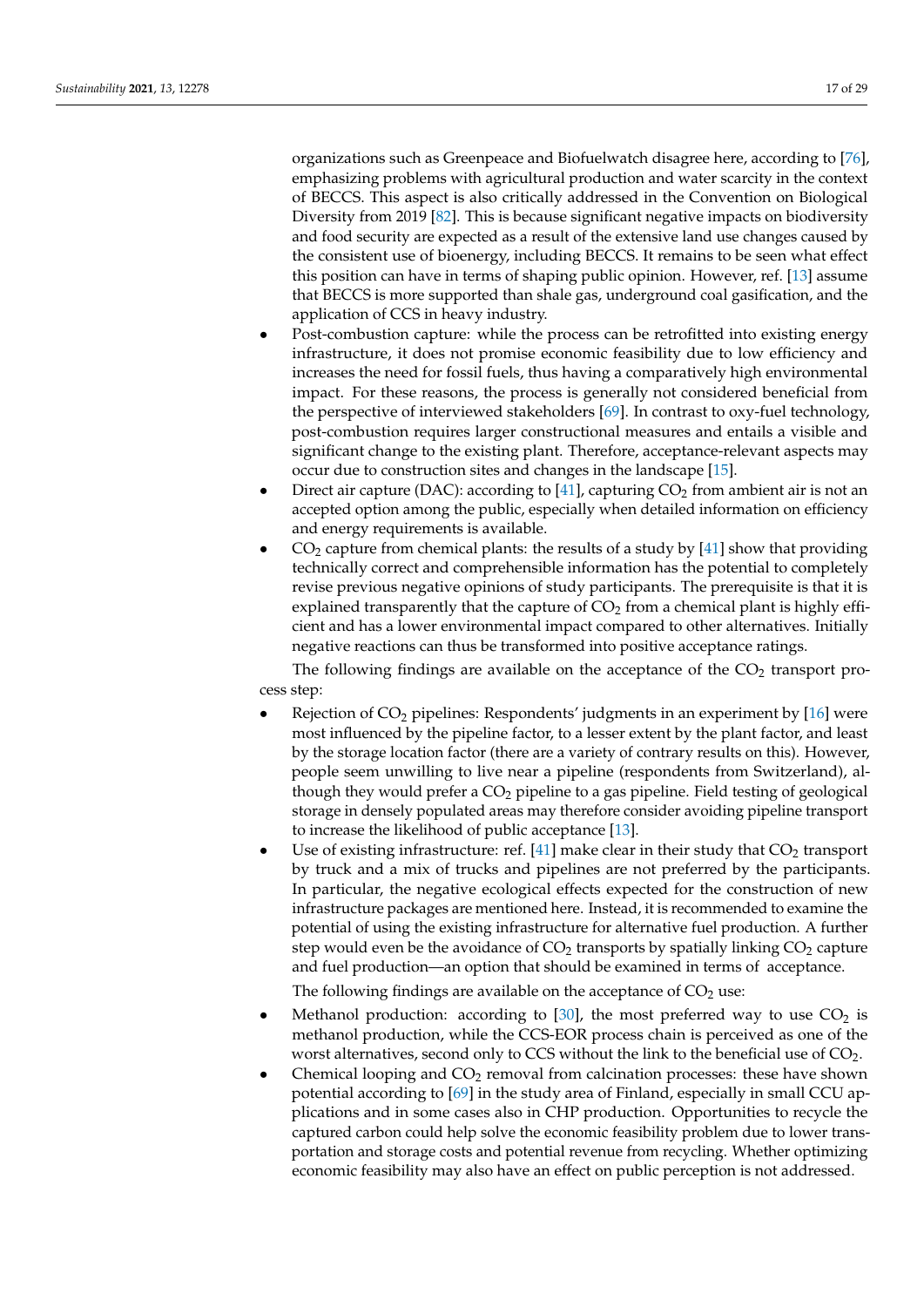organizations such as Greenpeace and Biofuelwatch disagree here, according to [76], emphasizing problems with agricultural production and water scarcity in the context of BECCS. This aspect is also critically addressed in the Convention on Biological Diversity from 2019 [82]. This is because significant negative impacts on biodiversity and food security are expected as a result of the extensive land use changes caused by the consistent use of bioenergy, including BECCS. It remains to be seen what effect this position can have in terms of shaping public opinion. However, ref. [13] assume that BECCS is more supported than shale gas, underground coal gasification, and the application of CCS in heavy industry.

- Post-combustion capture: while the process can be retrofitted into existing energy infrastructure, it does not promise economic feasibility due to low efficiency and increases the need for fossil fuels, thus having a comparatively high environmental impact. For these reasons, the process is generally not considered beneficial from the perspective of interviewed stakeholders [69]. In contrast to oxy-fuel technology, post-combustion requires larger constructional measures and entails a visible and significant change to the existing plant. Therefore, acceptance-relevant aspects may occur due to construction sites and changes in the landscape [15].
- Direct air capture (DAC): according to [41], capturing $CO_2$ from ambient air is not an accepted option among the public, especially when detailed information on efficiency and energy requirements is available.
- $CO_2$ capture from chemical plants: the results of a study by [41] show that providing technically correct and comprehensible information has the potential to completely revise previous negative opinions of study participants. The prerequisite is that it is explained transparently that the capture of $CO_2$ from a chemical plant is highly efficient and has a lower environmental impact compared to other alternatives. Initially negative reactions can thus be transformed into positive acceptance ratings.

The following findings are available on the acceptance of the $CO_2$ transport process step:

- Rejection of $CO_2$ pipelines: Respondents' judgments in an experiment by [16] were most influenced by the pipeline factor, to a lesser extent by the plant factor, and least by the storage location factor (there are a variety of contrary results on this). However, people seem unwilling to live near a pipeline (respondents from Switzerland), although they would prefer a $CO_2$ pipeline to a gas pipeline. Field testing of geological storage in densely populated areas may therefore consider avoiding pipeline transport to increase the likelihood of public acceptance [13].
- Use of existing infrastructure: ref. [41] make clear in their study that $CO_2$ transport by truck and a mix of trucks and pipelines are not preferred by the participants. In particular, the negative ecological effects expected for the construction of new infrastructure packages are mentioned here. Instead, it is recommended to examine the potential of using the existing infrastructure for alternative fuel production. A further step would even be the avoidance of $CO_2$ transports by spatially linking $CO_2$ capture and fuel production—an option that should be examined in terms of acceptance.

The following findings are available on the acceptance of $CO_2$ use:

- Methanol production: according to [30], the most preferred way to use $CO_2$ is methanol production, while the CCS-EOR process chain is perceived as one of the worst alternatives, second only to CCS without the link to the beneficial use of $CO_2$.
- Chemical looping and $CO_2$ removal from calcination processes: these have shown potential according to [69] in the study area of Finland, especially in small CCU applications and in some cases also in CHP production. Opportunities to recycle the captured carbon could help solve the economic feasibility problem due to lower transportation and storage costs and potential revenue from recycling. Whether optimizing economic feasibility may also have an effect on public perception is not addressed.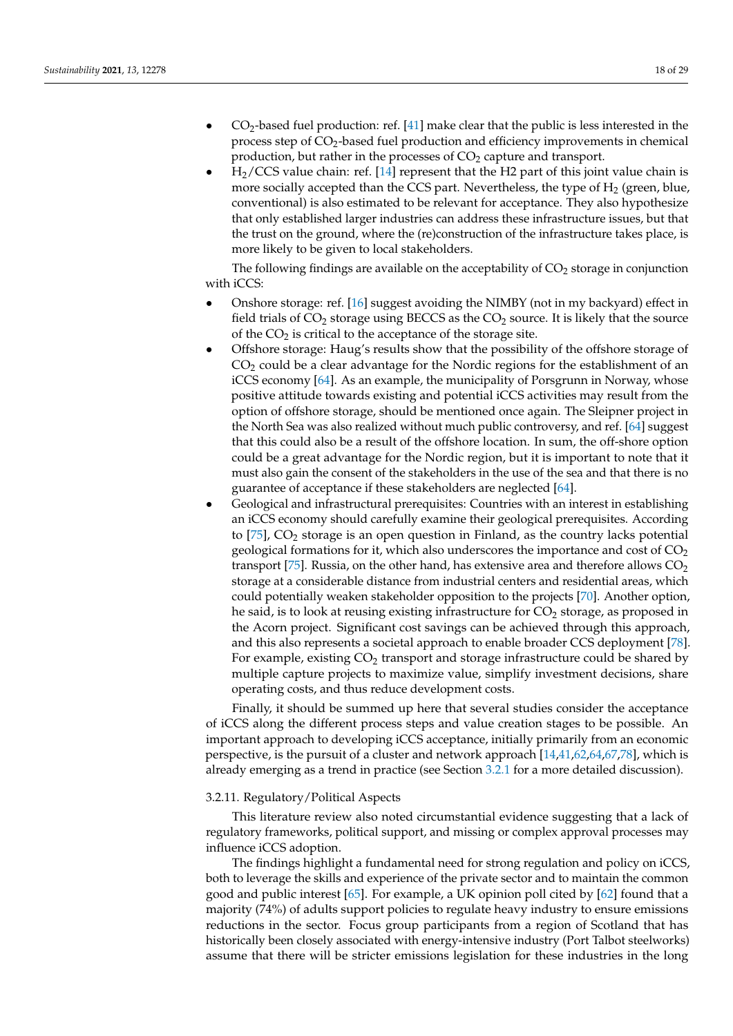- $CO_2$-based fuel production: ref. [41] make clear that the public is less interested in the process step of $CO_2$-based fuel production and efficiency improvements in chemical production, but rather in the processes of $CO_2$ capture and transport.
- $H_2$/CCS value chain: ref. [14] represent that the H2 part of this joint value chain is more socially accepted than the CCS part. Nevertheless, the type of $H_2$ (green, blue, conventional) is also estimated to be relevant for acceptance. They also hypothesize that only established larger industries can address these infrastructure issues, but that the trust on the ground, where the (re)construction of the infrastructure takes place, is more likely to be given to local stakeholders.

The following findings are available on the acceptability of $CO_2$ storage in conjunction with iCCS:

- Onshore storage: ref. [16] suggest avoiding the NIMBY (not in my backyard) effect in field trials of $CO_2$ storage using BECCS as the $CO_2$ source. It is likely that the source of the $CO_2$ is critical to the acceptance of the storage site.
- Offshore storage: Haug's results show that the possibility of the offshore storage of $CO_2$ could be a clear advantage for the Nordic regions for the establishment of an iCCS economy [64]. As an example, the municipality of Porsgrunn in Norway, whose positive attitude towards existing and potential iCCS activities may result from the option of offshore storage, should be mentioned once again. The Sleipner project in the North Sea was also realized without much public controversy, and ref. [64] suggest that this could also be a result of the offshore location. In sum, the off-shore option could be a great advantage for the Nordic region, but it is important to note that it must also gain the consent of the stakeholders in the use of the sea and that there is no guarantee of acceptance if these stakeholders are neglected [64].
- Geological and infrastructural prerequisites: Countries with an interest in establishing an iCCS economy should carefully examine their geological prerequisites. According to [75], $CO_2$ storage is an open question in Finland, as the country lacks potential geological formations for it, which also underscores the importance and cost of $CO_2$ transport [75]. Russia, on the other hand, has extensive area and therefore allows $CO_2$ storage at a considerable distance from industrial centers and residential areas, which could potentially weaken stakeholder opposition to the projects [70]. Another option, he said, is to look at reusing existing infrastructure for $CO_2$ storage, as proposed in the Acorn project. Significant cost savings can be achieved through this approach, and this also represents a societal approach to enable broader CCS deployment [78]. For example, existing $CO_2$ transport and storage infrastructure could be shared by multiple capture projects to maximize value, simplify investment decisions, share operating costs, and thus reduce development costs.

Finally, it should be summed up here that several studies consider the acceptance of iCCS along the different process steps and value creation stages to be possible. An important approach to developing iCCS acceptance, initially primarily from an economic perspective, is the pursuit of a cluster and network approach [14,41,62,64,67,78], which is already emerging as a trend in practice (see Section 3.2.1 for a more detailed discussion).

### 3.2.11. Regulatory/Political Aspects

This literature review also noted circumstantial evidence suggesting that a lack of regulatory frameworks, political support, and missing or complex approval processes may influence iCCS adoption.

The findings highlight a fundamental need for strong regulation and policy on iCCS, both to leverage the skills and experience of the private sector and to maintain the common good and public interest [65]. For example, a UK opinion poll cited by [62] found that a majority (74%) of adults support policies to regulate heavy industry to ensure emissions reductions in the sector. Focus group participants from a region of Scotland that has historically been closely associated with energy-intensive industry (Port Talbot steelworks) assume that there will be stricter emissions legislation for these industries in the long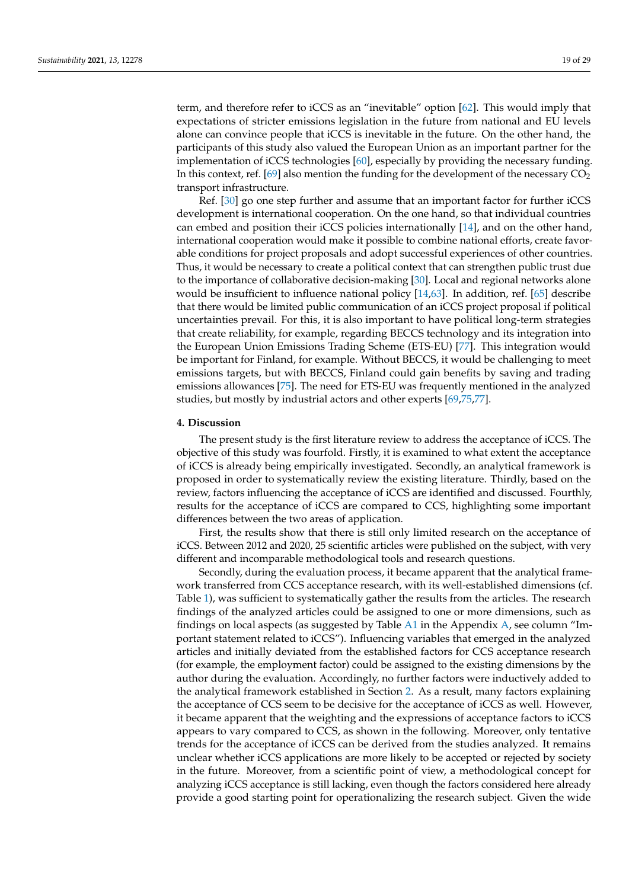term, and therefore refer to iCCS as an "inevitable" option [62]. This would imply that expectations of stricter emissions legislation in the future from national and EU levels alone can convince people that iCCS is inevitable in the future. On the other hand, the participants of this study also valued the European Union as an important partner for the implementation of iCCS technologies [60], especially by providing the necessary funding. In this context, ref. [69] also mention the funding for the development of the necessary $CO_2$ transport infrastructure.

Ref. [30] go one step further and assume that an important factor for further iCCS development is international cooperation. On the one hand, so that individual countries can embed and position their iCCS policies internationally [14], and on the other hand, international cooperation would make it possible to combine national efforts, create favorable conditions for project proposals and adopt successful experiences of other countries. Thus, it would be necessary to create a political context that can strengthen public trust due to the importance of collaborative decision-making [30]. Local and regional networks alone would be insufficient to influence national policy [14,63]. In addition, ref. [65] describe that there would be limited public communication of an iCCS project proposal if political uncertainties prevail. For this, it is also important to have political long-term strategies that create reliability, for example, regarding BECCS technology and its integration into the European Union Emissions Trading Scheme (ETS-EU) [77]. This integration would be important for Finland, for example. Without BECCS, it would be challenging to meet emissions targets, but with BECCS, Finland could gain benefits by saving and trading emissions allowances [75]. The need for ETS-EU was frequently mentioned in the analyzed studies, but mostly by industrial actors and other experts [69,75,77].

## 4. Discussion

The present study is the first literature review to address the acceptance of iCCS. The objective of this study was fourfold. Firstly, it is examined to what extent the acceptance of iCCS is already being empirically investigated. Secondly, an analytical framework is proposed in order to systematically review the existing literature. Thirdly, based on the review, factors influencing the acceptance of iCCS are identified and discussed. Fourthly, results for the acceptance of iCCS are compared to CCS, highlighting some important differences between the two areas of application.

First, the results show that there is still only limited research on the acceptance of iCCS. Between 2012 and 2020, 25 scientific articles were published on the subject, with very different and incomparable methodological tools and research questions.

Secondly, during the evaluation process, it became apparent that the analytical framework transferred from CCS acceptance research, with its well-established dimensions (cf. Table 1), was sufficient to systematically gather the results from the articles. The research findings of the analyzed articles could be assigned to one or more dimensions, such as findings on local aspects (as suggested by Table A1 in the Appendix A, see column "Important statement related to iCCS"). Influencing variables that emerged in the analyzed articles and initially deviated from the established factors for CCS acceptance research (for example, the employment factor) could be assigned to the existing dimensions by the author during the evaluation. Accordingly, no further factors were inductively added to the analytical framework established in Section 2. As a result, many factors explaining the acceptance of CCS seem to be decisive for the acceptance of iCCS as well. However, it became apparent that the weighting and the expressions of acceptance factors to iCCS appears to vary compared to CCS, as shown in the following. Moreover, only tentative trends for the acceptance of iCCS can be derived from the studies analyzed. It remains unclear whether iCCS applications are more likely to be accepted or rejected by society in the future. Moreover, from a scientific point of view, a methodological concept for analyzing iCCS acceptance is still lacking, even though the factors considered here already provide a good starting point for operationalizing the research subject. Given the wide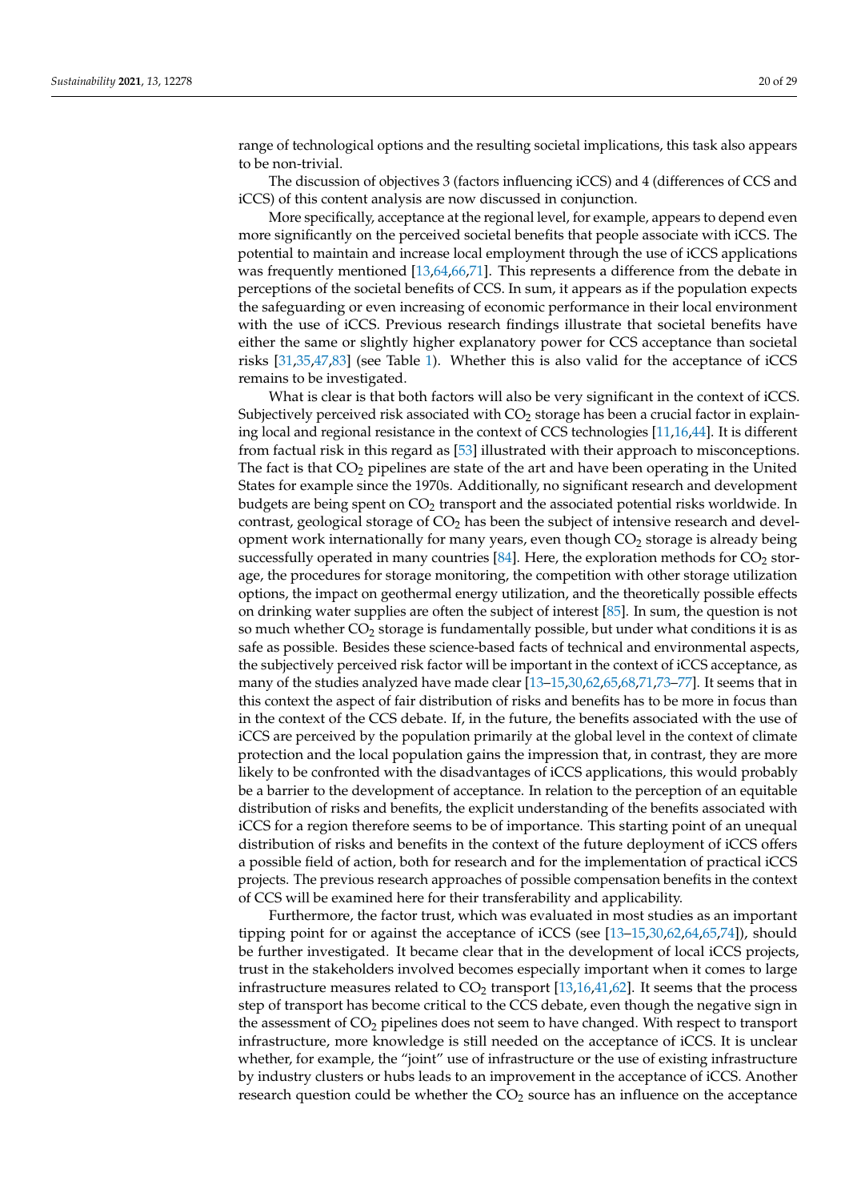range of technological options and the resulting societal implications, this task also appears to be non-trivial.

The discussion of objectives 3 (factors influencing iCCS) and 4 (differences of CCS and iCCS) of this content analysis are now discussed in conjunction.

More specifically, acceptance at the regional level, for example, appears to depend even more significantly on the perceived societal benefits that people associate with iCCS. The potential to maintain and increase local employment through the use of iCCS applications was frequently mentioned [13,64,66,71]. This represents a difference from the debate in perceptions of the societal benefits of CCS. In sum, it appears as if the population expects the safeguarding or even increasing of economic performance in their local environment with the use of iCCS. Previous research findings illustrate that societal benefits have either the same or slightly higher explanatory power for CCS acceptance than societal risks [31,35,47,83] (see Table 1). Whether this is also valid for the acceptance of iCCS remains to be investigated.

What is clear is that both factors will also be very significant in the context of iCCS. Subjectively perceived risk associated with $CO_2$ storage has been a crucial factor in explaining local and regional resistance in the context of CCS technologies [11,16,44]. It is different from factual risk in this regard as [53] illustrated with their approach to misconceptions. The fact is that $CO_2$ pipelines are state of the art and have been operating in the United States for example since the 1970s. Additionally, no significant research and development budgets are being spent on $CO_2$ transport and the associated potential risks worldwide. In contrast, geological storage of $CO_2$ has been the subject of intensive research and development work internationally for many years, even though $CO_2$ storage is already being successfully operated in many countries [84]. Here, the exploration methods for $CO_2$ storage, the procedures for storage monitoring, the competition with other storage utilization options, the impact on geothermal energy utilization, and the theoretically possible effects on drinking water supplies are often the subject of interest [85]. In sum, the question is not so much whether $CO_2$ storage is fundamentally possible, but under what conditions it is as safe as possible. Besides these science-based facts of technical and environmental aspects, the subjectively perceived risk factor will be important in the context of iCCS acceptance, as many of the studies analyzed have made clear [13–15,30,62,65,68,71,73–77]. It seems that in this context the aspect of fair distribution of risks and benefits has to be more in focus than in the context of the CCS debate. If, in the future, the benefits associated with the use of iCCS are perceived by the population primarily at the global level in the context of climate protection and the local population gains the impression that, in contrast, they are more likely to be confronted with the disadvantages of iCCS applications, this would probably be a barrier to the development of acceptance. In relation to the perception of an equitable distribution of risks and benefits, the explicit understanding of the benefits associated with iCCS for a region therefore seems to be of importance. This starting point of an unequal distribution of risks and benefits in the context of the future deployment of iCCS offers a possible field of action, both for research and for the implementation of practical iCCS projects. The previous research approaches of possible compensation benefits in the context of CCS will be examined here for their transferability and applicability.

Furthermore, the factor trust, which was evaluated in most studies as an important tipping point for or against the acceptance of iCCS (see [13–15,30,62,64,65,74]), should be further investigated. It became clear that in the development of local iCCS projects, trust in the stakeholders involved becomes especially important when it comes to large infrastructure measures related to $CO_2$ transport [13,16,41,62]. It seems that the process step of transport has become critical to the CCS debate, even though the negative sign in the assessment of $CO_2$ pipelines does not seem to have changed. With respect to transport infrastructure, more knowledge is still needed on the acceptance of iCCS. It is unclear whether, for example, the "joint" use of infrastructure or the use of existing infrastructure by industry clusters or hubs leads to an improvement in the acceptance of iCCS. Another research question could be whether the $CO_2$ source has an influence on the acceptance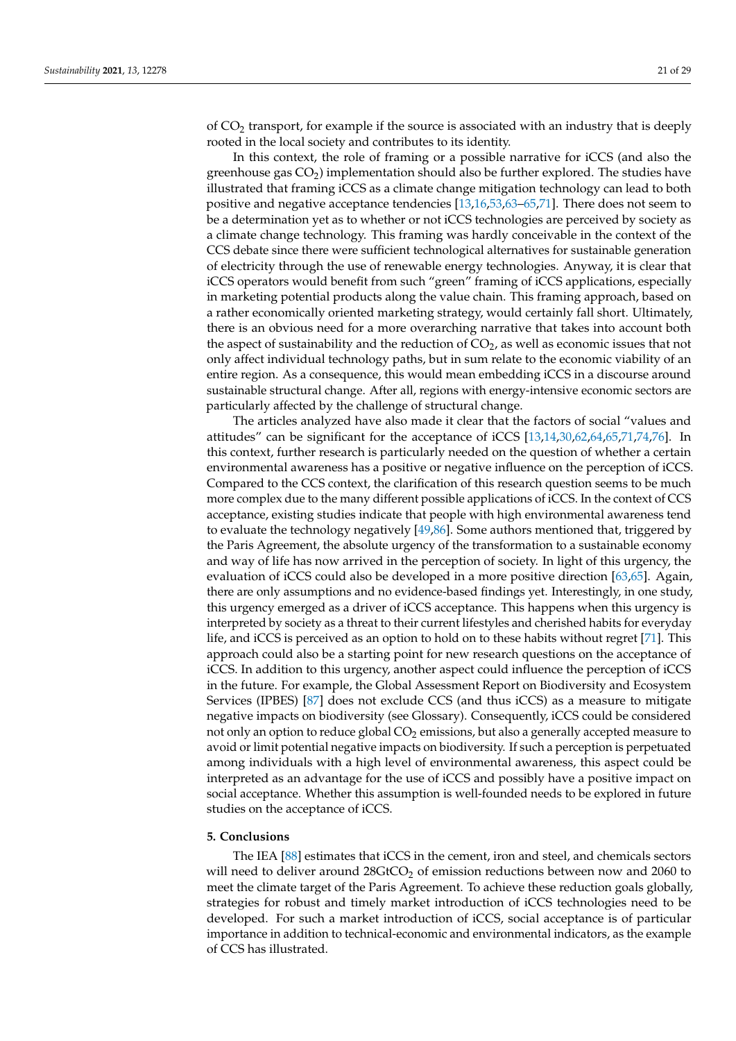of $CO_2$ transport, for example if the source is associated with an industry that is deeply rooted in the local society and contributes to its identity.

In this context, the role of framing or a possible narrative for iCCS (and also the greenhouse gas $CO_2$) implementation should also be further explored. The studies have illustrated that framing iCCS as a climate change mitigation technology can lead to both positive and negative acceptance tendencies [13,16,53,63–65,71]. There does not seem to be a determination yet as to whether or not iCCS technologies are perceived by society as a climate change technology. This framing was hardly conceivable in the context of the CCS debate since there were sufficient technological alternatives for sustainable generation of electricity through the use of renewable energy technologies. Anyway, it is clear that iCCS operators would benefit from such "green" framing of iCCS applications, especially in marketing potential products along the value chain. This framing approach, based on a rather economically oriented marketing strategy, would certainly fall short. Ultimately, there is an obvious need for a more overarching narrative that takes into account both the aspect of sustainability and the reduction of $CO_2$, as well as economic issues that not only affect individual technology paths, but in sum relate to the economic viability of an entire region. As a consequence, this would mean embedding iCCS in a discourse around sustainable structural change. After all, regions with energy-intensive economic sectors are particularly affected by the challenge of structural change.

The articles analyzed have also made it clear that the factors of social "values and attitudes" can be significant for the acceptance of iCCS [13,14,30,62,64,65,71,74,76]. In this context, further research is particularly needed on the question of whether a certain environmental awareness has a positive or negative influence on the perception of iCCS. Compared to the CCS context, the clarification of this research question seems to be much more complex due to the many different possible applications of iCCS. In the context of CCS acceptance, existing studies indicate that people with high environmental awareness tend to evaluate the technology negatively [49,86]. Some authors mentioned that, triggered by the Paris Agreement, the absolute urgency of the transformation to a sustainable economy and way of life has now arrived in the perception of society. In light of this urgency, the evaluation of iCCS could also be developed in a more positive direction [63,65]. Again, there are only assumptions and no evidence-based findings yet. Interestingly, in one study, this urgency emerged as a driver of iCCS acceptance. This happens when this urgency is interpreted by society as a threat to their current lifestyles and cherished habits for everyday life, and iCCS is perceived as an option to hold on to these habits without regret [71]. This approach could also be a starting point for new research questions on the acceptance of iCCS. In addition to this urgency, another aspect could influence the perception of iCCS in the future. For example, the Global Assessment Report on Biodiversity and Ecosystem Services (IPBES) [87] does not exclude CCS (and thus iCCS) as a measure to mitigate negative impacts on biodiversity (see Glossary). Consequently, iCCS could be considered not only an option to reduce global $CO_2$ emissions, but also a generally accepted measure to avoid or limit potential negative impacts on biodiversity. If such a perception is perpetuated among individuals with a high level of environmental awareness, this aspect could be interpreted as an advantage for the use of iCCS and possibly have a positive impact on social acceptance. Whether this assumption is well-founded needs to be explored in future studies on the acceptance of iCCS.

## 5. Conclusions

The IEA [88] estimates that iCCS in the cement, iron and steel, and chemicals sectors will need to deliver around 28Gt$CO_2$ of emission reductions between now and 2060 to meet the climate target of the Paris Agreement. To achieve these reduction goals globally, strategies for robust and timely market introduction of iCCS technologies need to be developed. For such a market introduction of iCCS, social acceptance is of particular importance in addition to technical-economic and environmental indicators, as the example of CCS has illustrated.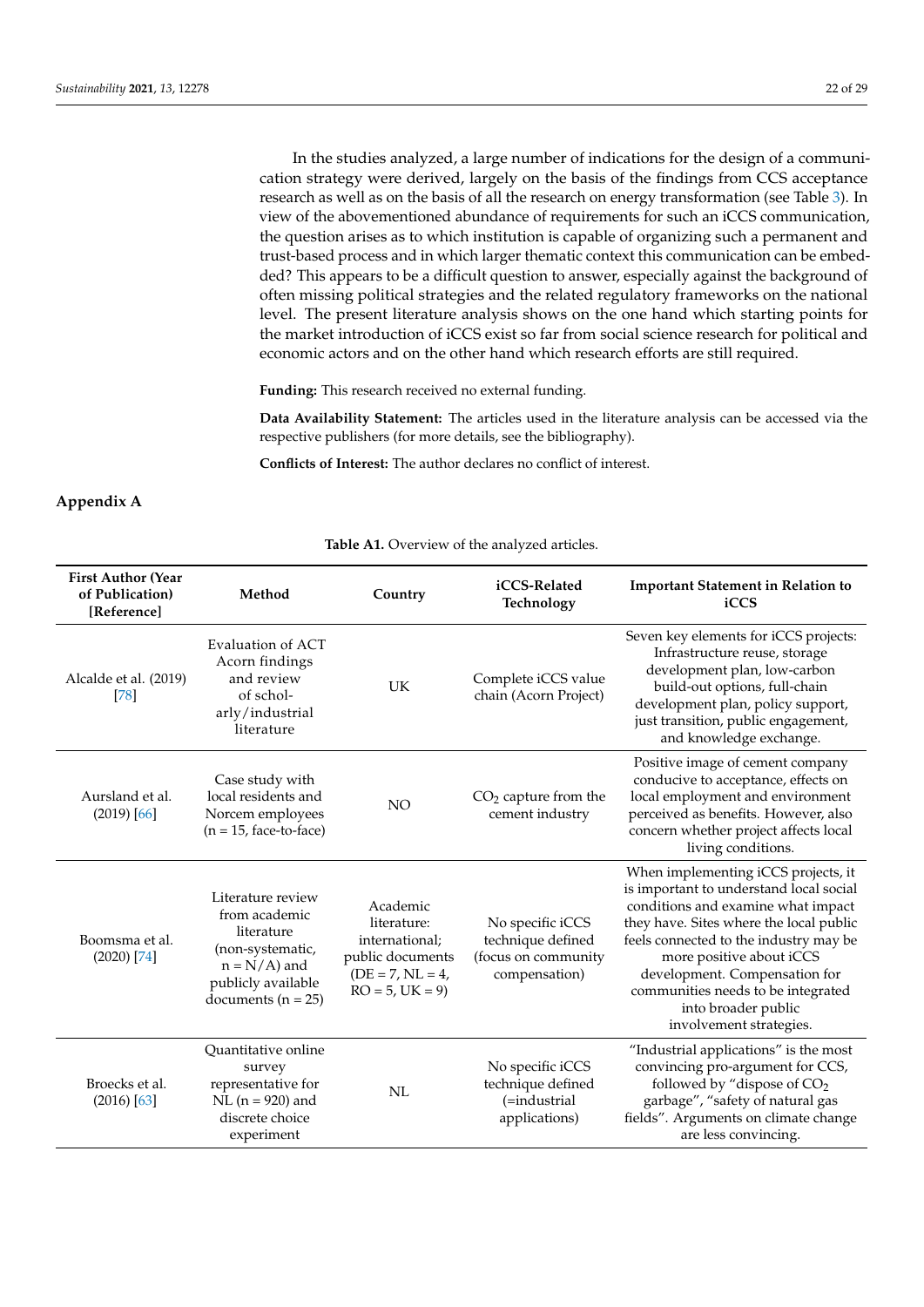In the studies analyzed, a large number of indications for the design of a communication strategy were derived, largely on the basis of the findings from CCS acceptance research as well as on the basis of all the research on energy transformation (see Table 3). In view of the abovementioned abundance of requirements for such an iCCS communication, the question arises as to which institution is capable of organizing such a permanent and trust-based process and in which larger thematic context this communication can be embedded? This appears to be a difficult question to answer, especially against the background of often missing political strategies and the related regulatory frameworks on the national level. The present literature analysis shows on the one hand which starting points for the market introduction of iCCS exist so far from social science research for political and economic actors and on the other hand which research efforts are still required.

**Funding:** This research received no external funding.

**Data Availability Statement:** The articles used in the literature analysis can be accessed via the respective publishers (for more details, see the bibliography).

**Conflicts of Interest:** The author declares no conflict of interest.

## Appendix A

**Table A1.** Overview of the analyzed articles.

| First Author (Year of Publication) [Reference] | Method | Country | iCCS-Related Technology | Important Statement in Relation to iCCS |
|---|---|---|---|---|
| Alcalde et al. (2019) [78] | Evaluation of ACT Acorn findings and review of scholarly/industrial literature | UK | Complete iCCS value chain (Acorn Project) | Seven key elements for iCCS projects: Infrastructure reuse, storage development plan, low-carbon build-out options, full-chain development plan, policy support, just transition, public engagement, and knowledge exchange. |
| Aursland et al. (2019) [66] | Case study with local residents and Norcem employees (n = 15, face-to-face) | NO | $CO_2$ capture from the cement industry | Positive image of cement company conducive to acceptance, effects on local employment and environment perceived as benefits. However, also concern whether project affects local living conditions. |
| Boomsma et al. (2020) [74] | Literature review from academic literature (non-systematic, n = N/A) and publicly available documents (n = 25) | Academic literature: international; public documents (DE = 7, NL = 4, RO = 5, UK = 9) | No specific iCCS technique defined (focus on community compensation) | When implementing iCCS projects, it is important to understand local social conditions and examine what impact they have. Sites where the local public feels connected to the industry may be more positive about iCCS development. Compensation for communities needs to be integrated into broader public involvement strategies. |
| Broecks et al. (2016) [63] | Quantitative online survey representative for NL (n = 920) and discrete choice experiment | NL | No specific iCCS technique defined (=industrial applications) | "Industrial applications" is the most convincing pro-argument for CCS, followed by "dispose of $CO_2$ garbage", "safety of natural gas fields". Arguments on climate change are less convincing. |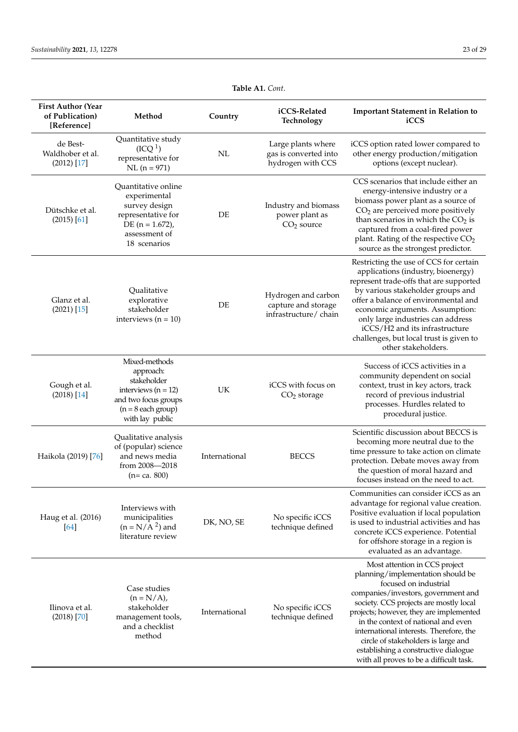**Table A1.** *Cont.*

| First Author (Year of Publication) [Reference] | Method | Country | iCCS-Related Technology | Important Statement in Relation to iCCS |
|---|---|---|---|---|
| de Best-Waldhober et al. (2012) [17] | Quantitative study (ICQ [1]) representative for NL (n = 971) | NL | Large plants where gas is converted into hydrogen with CCS | iCCS option rated lower compared to other energy production/mitigation options (except nuclear). |
| Dütschke et al. (2015) [61] | Quantitative online experimental survey design representative for DE (n = 1.672), assessment of 18 scenarios | DE | Industry and biomass power plant as $CO_2$ source | CCS scenarios that include either an energy-intensive industry or a biomass power plant as a source of $CO_2$ are perceived more positively than scenarios in which the $CO_2$ is captured from a coal-fired power plant. Rating of the respective $CO_2$ source as the strongest predictor. |
| Glanz et al. (2021) [15] | Qualitative explorative stakeholder interviews (n = 10) | DE | Hydrogen and carbon capture and storage infrastructure/ chain | Restricting the use of CCS for certain applications (industry, bioenergy) represent trade-offs that are supported by various stakeholder groups and offer a balance of environmental and economic arguments. Assumption: only large industries can address iCCS/H2 and its infrastructure challenges, but local trust is given to other stakeholders. |
| Gough et al. (2018) [14] | Mixed-methods approach: stakeholder interviews (n = 12) and two focus groups (n = 8 each group) with lay public | UK | iCCS with focus on $CO_2$ storage | Success of iCCS activities in a community dependent on social context, trust in key actors, track record of previous industrial processes. Hurdles related to procedural justice. |
| Haikola (2019) [76] | Qualitative analysis of (popular) science and news media from 2008—2018 (n= ca. 800) | International | BECCS | Scientific discussion about BECCS is becoming more neutral due to the time pressure to take action on climate protection. Debate moves away from the question of moral hazard and focuses instead on the need to act. |
| Haug et al. (2016) [64] | Interviews with municipalities (n = N/A [2]) and literature review | DK, NO, SE | No specific iCCS technique defined | Communities can consider iCCS as an advantage for regional value creation. Positive evaluation if local population is used to industrial activities and has concrete iCCS experience. Potential for offshore storage in a region is evaluated as an advantage. |
| Ilinova et al. (2018) [70] | Case studies (n = N/A), stakeholder management tools, and a checklist method | International | No specific iCCS technique defined | Most attention in CCS project planning/implementation should be focused on industrial companies/investors, government and society. CCS projects are mostly local projects; however, they are implemented in the context of national and even international interests. Therefore, the circle of stakeholders is large and establishing a constructive dialogue with all proves to be a difficult task. |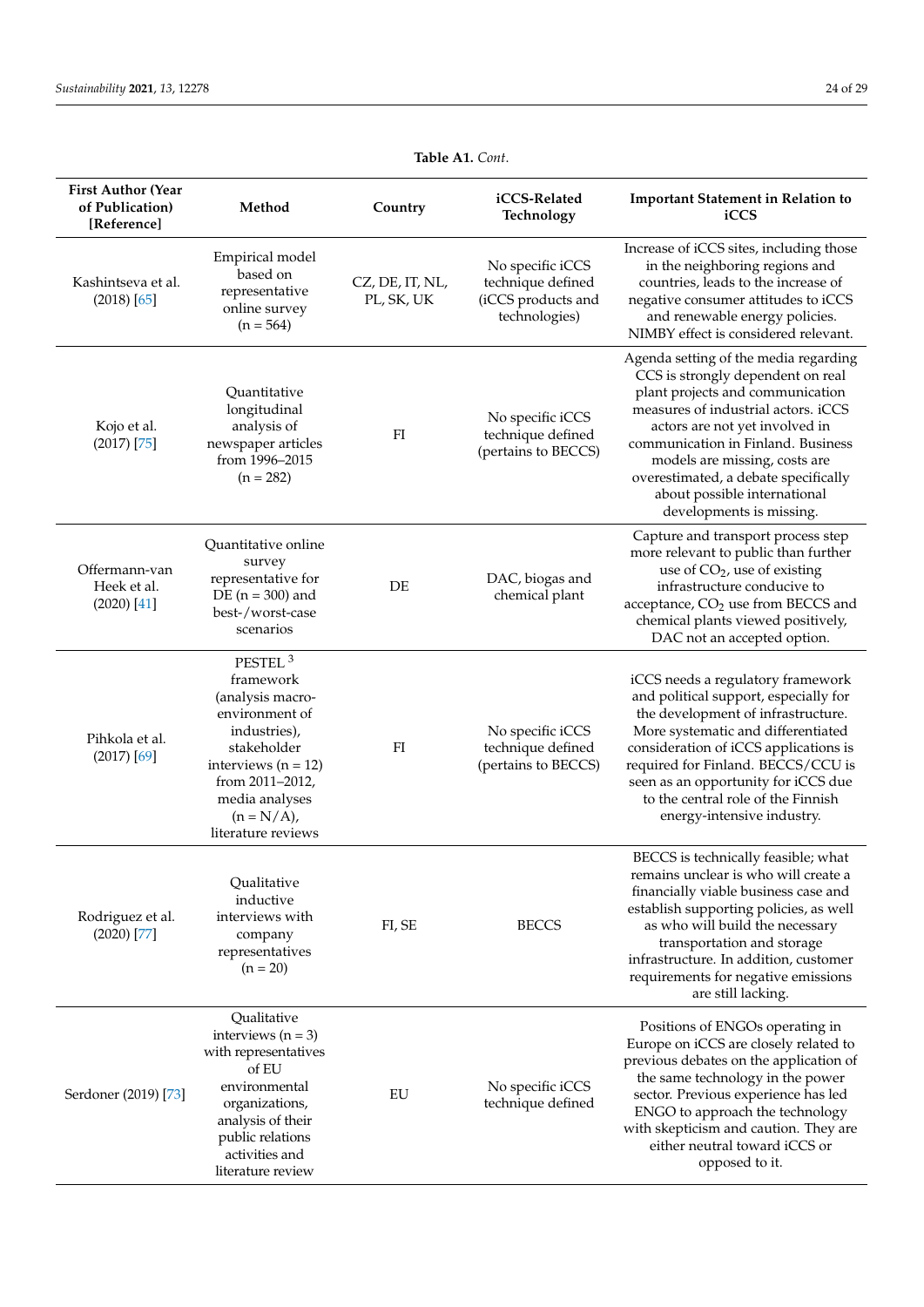**Table A1.** *Cont.*

| First Author (Year of Publication) [Reference] | Method | Country | iCCS-Related Technology | Important Statement in Relation to iCCS |
|---|---|---|---|---|
| Kashintseva et al. (2018) [65] | Empirical model based on representative online survey (n = 564) | CZ, DE, IT, NL, PL, SK, UK | No specific iCCS technique defined (iCCS products and technologies) | Increase of iCCS sites, including those in the neighboring regions and countries, leads to the increase of negative consumer attitudes to iCCS and renewable energy policies. NIMBY effect is considered relevant. |
| Kojo et al. (2017) [75] | Quantitative longitudinal analysis of newspaper articles from 1996–2015 (n = 282) | FI | No specific iCCS technique defined (pertains to BECCS) | Agenda setting of the media regarding CCS is strongly dependent on real plant projects and communication measures of industrial actors. iCCS actors are not yet involved in communication in Finland. Business models are missing, costs are overestimated, a debate specifically about possible international developments is missing. |
| Offermann-van Heek et al. (2020) [41] | Quantitative online survey representative for DE (n = 300) and best-/worst-case scenarios | DE | DAC, biogas and chemical plant | Capture and transport process step more relevant to public than further use of $CO_2$, use of existing infrastructure conducive to acceptance, $CO_2$ use from BECCS and chemical plants viewed positively, DAC not an accepted option. |
| Pihkola et al. (2017) [69] | PESTEL [3] framework (analysis macro-environment of industries), stakeholder interviews (n = 12) from 2011–2012, media analyses (n = N/A), literature reviews | FI | No specific iCCS technique defined (pertains to BECCS) | iCCS needs a regulatory framework and political support, especially for the development of infrastructure. More systematic and differentiated consideration of iCCS applications is required for Finland. BECCS/CCU is seen as an opportunity for iCCS due to the central role of the Finnish energy-intensive industry. |
| Rodriguez et al. (2020) [77] | Qualitative inductive interviews with company representatives (n = 20) | FI, SE | BECCS | BECCS is technically feasible; what remains unclear is who will create a financially viable business case and establish supporting policies, as well as who will build the necessary transportation and storage infrastructure. In addition, customer requirements for negative emissions are still lacking. |
| Serdoner (2019) [73] | Qualitative interviews (n = 3) with representatives of EU environmental organizations, analysis of their public relations activities and literature review | EU | No specific iCCS technique defined | Positions of ENGOs operating in Europe on iCCS are closely related to previous debates on the application of the same technology in the power sector. Previous experience has led ENGO to approach the technology with skepticism and caution. They are either neutral toward iCCS or opposed to it. |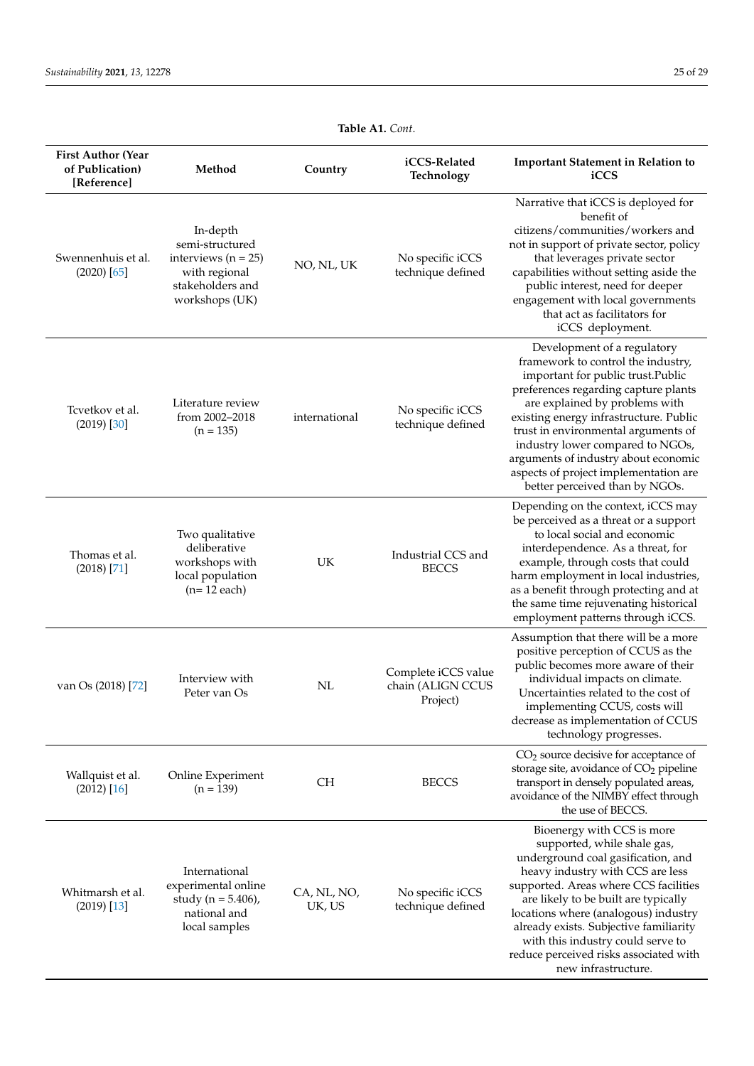**Table A1.** *Cont.*

| First Author (Year of Publication) [Reference] | Method | Country | iCCS-Related Technology | Important Statement in Relation to iCCS |
|---|---|---|---|---|
| Swennenhuis et al. (2020) [65] | In-depth semi-structured interviews (n = 25) with regional stakeholders and workshops (UK) | NO, NL, UK | No specific iCCS technique defined | Narrative that iCCS is deployed for benefit of citizens/communities/workers and not in support of private sector, policy that leverages private sector capabilities without setting aside the public interest, need for deeper engagement with local governments that act as facilitators for iCCS deployment. |
| Tcvetkov et al. (2019) [30] | Literature review from 2002–2018 (n = 135) | international | No specific iCCS technique defined | Development of a regulatory framework to control the industry, important for public trust.Public preferences regarding capture plants are explained by problems with existing energy infrastructure. Public trust in environmental arguments of industry lower compared to NGOs, arguments of industry about economic aspects of project implementation are better perceived than by NGOs. |
| Thomas et al. (2018) [71] | Two qualitative deliberative workshops with local population (n= 12 each) | UK | Industrial CCS and BECCS | Depending on the context, iCCS may be perceived as a threat or a support to local social and economic interdependence. As a threat, for example, through costs that could harm employment in local industries, as a benefit through protecting and at the same time rejuvenating historical employment patterns through iCCS. |
| van Os (2018) [72] | Interview with Peter van Os | NL | Complete iCCS value chain (ALIGN CCUS Project) | Assumption that there will be a more positive perception of CCUS as the public becomes more aware of their individual impacts on climate. Uncertainties related to the cost of implementing CCUS, costs will decrease as implementation of CCUS technology progresses. |
| Wallquist et al. (2012) [16] | Online Experiment (n = 139) | CH | BECCS | $CO_2$ source decisive for acceptance of storage site, avoidance of $CO_2$ pipeline transport in densely populated areas, avoidance of the NIMBY effect through the use of BECCS. |
| Whitmarsh et al. (2019) [13] | International experimental online study (n = 5.406), national and local samples | CA, NL, NO, UK, US | No specific iCCS technique defined | Bioenergy with CCS is more supported, while shale gas, underground coal gasification, and heavy industry with CCS are less supported. Areas where CCS facilities are likely to be built are typically locations where (analogous) industry already exists. Subjective familiarity with this industry could serve to reduce perceived risks associated with new infrastructure. |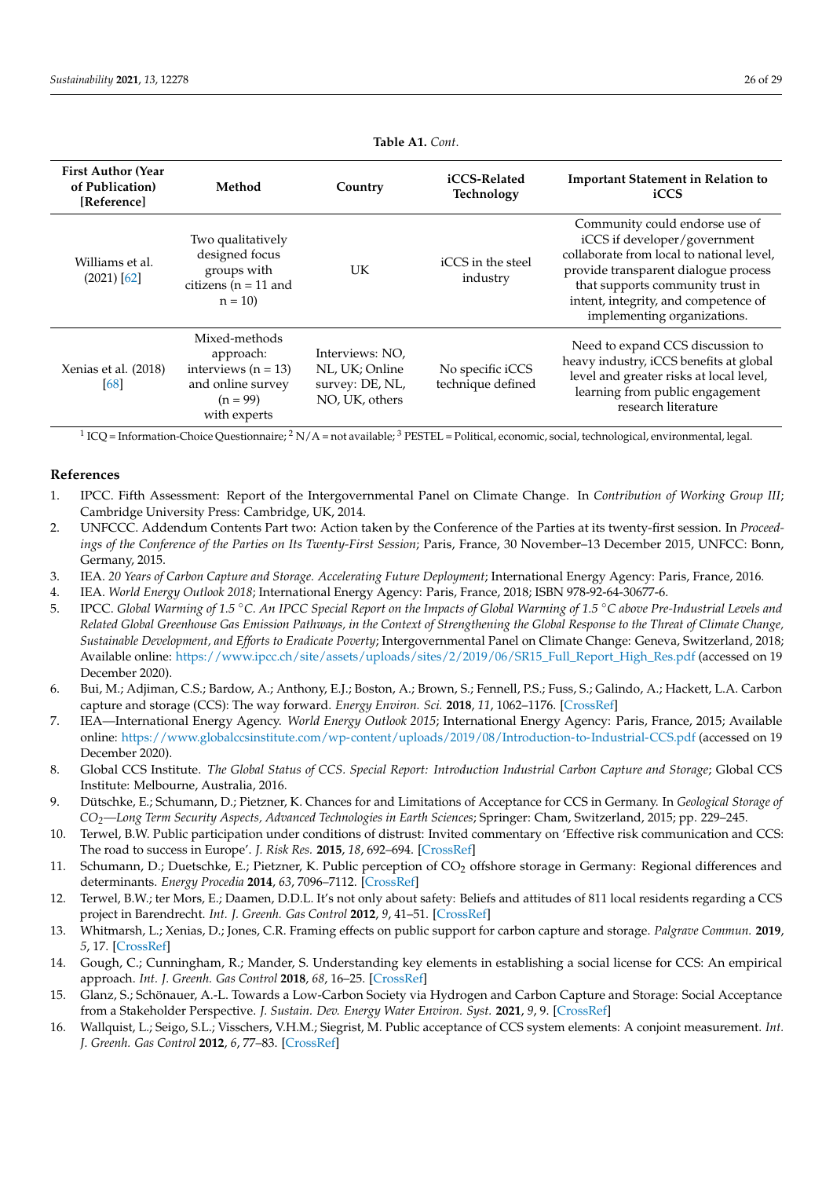**Table A1.** *Cont.*

| First Author (Year of Publication) [Reference] | Method | Country | iCCS-Related Technology | Important Statement in Relation to iCCS |
|---|---|---|---|---|
| Williams et al. (2021) [62] | Two qualitatively designed focus groups with citizens (n = 11 and n = 10) | UK | iCCS in the steel industry | Community could endorse use of iCCS if developer/government collaborate from local to national level, provide transparent dialogue process that supports community trust in intent, integrity, and competence of implementing organizations. |
| Xenias et al. (2018) [68] | Mixed-methods approach: interviews (n = 13) and online survey (n = 99) with experts | Interviews: NO, NL, UK; Online survey: DE, NL, NO, UK, others | No specific iCCS technique defined | Need to expand CCS discussion to heavy industry, iCCS benefits at global level and greater risks at local level, learning from public engagement research literature |

[1] ICQ = Information-Choice Questionnaire; [2] N/A = not available; [3] PESTEL = Political, economic, social, technological, environmental, legal.

## References

1. IPCC. Fifth Assessment: Report of the Intergovernmental Panel on Climate Change. In *Contribution of Working Group III*; Cambridge University Press: Cambridge, UK, 2014.
2. UNFCCC. Addendum Contents Part two: Action taken by the Conference of the Parties at its twenty-first session. In *Proceedings of the Conference of the Parties on Its Twenty-First Session*; Paris, France, 30 November–13 December 2015, UNFCC: Bonn, Germany, 2015.
3. IEA. *20 Years of Carbon Capture and Storage. Accelerating Future Deployment*; International Energy Agency: Paris, France, 2016.
4. IEA. *World Energy Outlook 2018*; International Energy Agency: Paris, France, 2018; ISBN 978-92-64-30677-6.
5. IPCC. *Global Warming of 1.5 °C. An IPCC Special Report on the Impacts of Global Warming of 1.5 °C above Pre-Industrial Levels and Related Global Greenhouse Gas Emission Pathways, in the Context of Strengthening the Global Response to the Threat of Climate Change, Sustainable Development, and Efforts to Eradicate Poverty*; Intergovernmental Panel on Climate Change: Geneva, Switzerland, 2018; Available online: https://www.ipcc.ch/site/assets/uploads/sites/2/2019/06/SR15_Full_Report_High_Res.pdf (accessed on 19 December 2020).
6. Bui, M.; Adjiman, C.S.; Bardow, A.; Anthony, E.J.; Boston, A.; Brown, S.; Fennell, P.S.; Fuss, S.; Galindo, A.; Hackett, L.A. Carbon capture and storage (CCS): The way forward. *Energy Environ. Sci.* **2018**, *11*, 1062–1176. [CrossRef]
7. IEA—International Energy Agency. *World Energy Outlook 2015*; International Energy Agency: Paris, France, 2015; Available online: https://www.globalccsinstitute.com/wp-content/uploads/2019/08/Introduction-to-Industrial-CCS.pdf (accessed on 19 December 2020).
8. Global CCS Institute. *The Global Status of CCS. Special Report: Introduction Industrial Carbon Capture and Storage*; Global CCS Institute: Melbourne, Australia, 2016.
9. Dütschke, E.; Schumann, D.; Pietzner, K. Chances for and Limitations of Acceptance for CCS in Germany. In *Geological Storage of $CO_2$—Long Term Security Aspects, Advanced Technologies in Earth Sciences*; Springer: Cham, Switzerland, 2015; pp. 229–245.
10. Terwel, B.W. Public participation under conditions of distrust: Invited commentary on 'Effective risk communication and CCS: The road to success in Europe'. *J. Risk Res.* **2015**, *18*, 692–694. [CrossRef]
11. Schumann, D.; Duetschke, E.; Pietzner, K. Public perception of $CO_2$ offshore storage in Germany: Regional differences and determinants. *Energy Procedia* **2014**, *63*, 7096–7112. [CrossRef]
12. Terwel, B.W.; ter Mors, E.; Daamen, D.D.L. It's not only about safety: Beliefs and attitudes of 811 local residents regarding a CCS project in Barendrecht. *Int. J. Greenh. Gas Control* **2012**, *9*, 41–51. [CrossRef]
13. Whitmarsh, L.; Xenias, D.; Jones, C.R. Framing effects on public support for carbon capture and storage. *Palgrave Commun.* **2019**, *5*, 17. [CrossRef]
14. Gough, C.; Cunningham, R.; Mander, S. Understanding key elements in establishing a social license for CCS: An empirical approach. *Int. J. Greenh. Gas Control* **2018**, *68*, 16–25. [CrossRef]
15. Glanz, S.; Schönauer, A.-L. Towards a Low-Carbon Society via Hydrogen and Carbon Capture and Storage: Social Acceptance from a Stakeholder Perspective. *J. Sustain. Dev. Energy Water Environ. Syst.* **2021**, *9*, 9. [CrossRef]
16. Wallquist, L.; Seigo, S.L.; Visschers, V.H.M.; Siegrist, M. Public acceptance of CCS system elements: A conjoint measurement. *Int. J. Greenh. Gas Control* **2012**, *6*, 77–83. [CrossRef]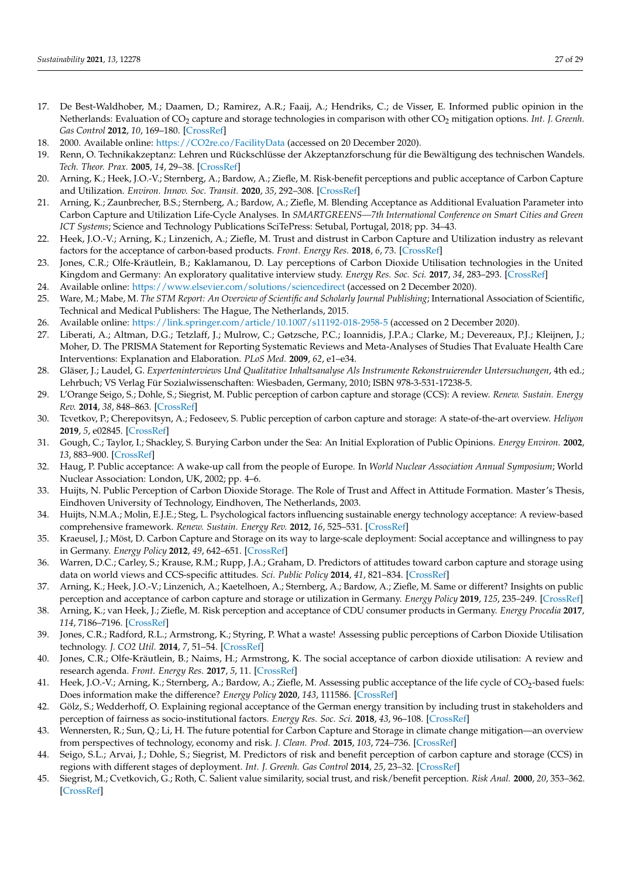17. De Best-Waldhober, M.; Daamen, D.; Ramirez, A.R.; Faaij, A.; Hendriks, C.; de Visser, E. Informed public opinion in the Netherlands: Evaluation of $CO_2$ capture and storage technologies in comparison with other $CO_2$ mitigation options. *Int. J. Greenh. Gas Control* **2012**, *10*, 169–180. [CrossRef]
18. 2000. Available online: https://CO2re.co/FacilityData (accessed on 20 December 2020).
19. Renn, O. Technikakzeptanz: Lehren und Rückschlüsse der Akzeptanzforschung für die Bewältigung des technischen Wandels. *Tech. Theor. Prax.* **2005**, *14*, 29–38. [CrossRef]
20. Arning, K.; Heek, J.O.-V.; Sternberg, A.; Bardow, A.; Ziefle, M. Risk-benefit perceptions and public acceptance of Carbon Capture and Utilization. *Environ. Innov. Soc. Transit.* **2020**, *35*, 292–308. [CrossRef]
21. Arning, K.; Zaunbrecher, B.S.; Sternberg, A.; Bardow, A.; Ziefle, M. Blending Acceptance as Additional Evaluation Parameter into Carbon Capture and Utilization Life-Cycle Analyses. In *SMARTGREENS—7th International Conference on Smart Cities and Green ICT Systems*; Science and Technology Publications SciTePress: Setubal, Portugal, 2018; pp. 34–43.
22. Heek, J.O.-V.; Arning, K.; Linzenich, A.; Ziefle, M. Trust and distrust in Carbon Capture and Utilization industry as relevant factors for the acceptance of carbon-based products. *Front. Energy Res.* **2018**, *6*, 73. [CrossRef]
23. Jones, C.R.; Olfe-Kräutlein, B.; Kaklamanou, D. Lay perceptions of Carbon Dioxide Utilisation technologies in the United Kingdom and Germany: An exploratory qualitative interview study. *Energy Res. Soc. Sci.* **2017**, *34*, 283–293. [CrossRef]
24. Available online: https://www.elsevier.com/solutions/sciencedirect (accessed on 2 December 2020).
25. Ware, M.; Mabe, M. *The STM Report: An Overview of Scientific and Scholarly Journal Publishing*; International Association of Scientific, Technical and Medical Publishers: The Hague, The Netherlands, 2015.
26. Available online: https://link.springer.com/article/10.1007/s11192-018-2958-5 (accessed on 2 December 2020).
27. Liberati, A.; Altman, D.G.; Tetzlaff, J.; Mulrow, C.; Gøtzsche, P.C.; Ioannidis, J.P.A.; Clarke, M.; Devereaux, P.J.; Kleijnen, J.; Moher, D. The PRISMA Statement for Reporting Systematic Reviews and Meta-Analyses of Studies That Evaluate Health Care Interventions: Explanation and Elaboration. *PLoS Med.* **2009**, *62*, e1–e34.
28. Gläser, J.; Laudel, G. *Experteninterviews Und Qualitative Inhaltsanalyse Als Instrumente Rekonstruierender Untersuchungen*, 4th ed.; Lehrbuch; VS Verlag Für Sozialwissenschaften: Wiesbaden, Germany, 2010; ISBN 978-3-531-17238-5.
29. L'Orange Seigo, S.; Dohle, S.; Siegrist, M. Public perception of carbon capture and storage (CCS): A review. *Renew. Sustain. Energy Rev.* **2014**, *38*, 848–863. [CrossRef]
30. Tcvetkov, P.; Cherepovitsyn, A.; Fedoseev, S. Public perception of carbon capture and storage: A state-of-the-art overview. *Heliyon* **2019**, *5*, e02845. [CrossRef]
31. Gough, C.; Taylor, I.; Shackley, S. Burying Carbon under the Sea: An Initial Exploration of Public Opinions. *Energy Environ.* **2002**, *13*, 883–900. [CrossRef]
32. Haug, P. Public acceptance: A wake-up call from the people of Europe. In *World Nuclear Association Annual Symposium*; World Nuclear Association: London, UK, 2002; pp. 4–6.
33. Huijts, N. Public Perception of Carbon Dioxide Storage. The Role of Trust and Affect in Attitude Formation. Master's Thesis, Eindhoven University of Technology, Eindhoven, The Netherlands, 2003.
34. Huijts, N.M.A.; Molin, E.J.E.; Steg, L. Psychological factors influencing sustainable energy technology acceptance: A review-based comprehensive framework. *Renew. Sustain. Energy Rev.* **2012**, *16*, 525–531. [CrossRef]
35. Kraeusel, J.; Möst, D. Carbon Capture and Storage on its way to large-scale deployment: Social acceptance and willingness to pay in Germany. *Energy Policy* **2012**, *49*, 642–651. [CrossRef]
36. Warren, D.C.; Carley, S.; Krause, R.M.; Rupp, J.A.; Graham, D. Predictors of attitudes toward carbon capture and storage using data on world views and CCS-specific attitudes. *Sci. Public Policy* **2014**, *41*, 821–834. [CrossRef]
37. Arning, K.; Heek, J.O.-V.; Linzenich, A.; Kaetelhoen, A.; Sternberg, A.; Bardow, A.; Ziefle, M. Same or different? Insights on public perception and acceptance of carbon capture and storage or utilization in Germany. *Energy Policy* **2019**, *125*, 235–249. [CrossRef]
38. Arning, K.; van Heek, J.; Ziefle, M. Risk perception and acceptance of CDU consumer products in Germany. *Energy Procedia* **2017**, *114*, 7186–7196. [CrossRef]
39. Jones, C.R.; Radford, R.L.; Armstrong, K.; Styring, P. What a waste! Assessing public perceptions of Carbon Dioxide Utilisation technology. *J. CO2 Util.* **2014**, *7*, 51–54. [CrossRef]
40. Jones, C.R.; Olfe-Kräutlein, B.; Naims, H.; Armstrong, K. The social acceptance of carbon dioxide utilisation: A review and research agenda. *Front. Energy Res.* **2017**, *5*, 11. [CrossRef]
41. Heek, J.O.-V.; Arning, K.; Sternberg, A.; Bardow, A.; Ziefle, M. Assessing public acceptance of the life cycle of $CO_2$-based fuels: Does information make the difference? *Energy Policy* **2020**, *143*, 111586. [CrossRef]
42. Gölz, S.; Wedderhoff, O. Explaining regional acceptance of the German energy transition by including trust in stakeholders and perception of fairness as socio-institutional factors. *Energy Res. Soc. Sci.* **2018**, *43*, 96–108. [CrossRef]
43. Wennersten, R.; Sun, Q.; Li, H. The future potential for Carbon Capture and Storage in climate change mitigation—an overview from perspectives of technology, economy and risk. *J. Clean. Prod.* **2015**, *103*, 724–736. [CrossRef]
44. Seigo, S.L.; Arvai, J.; Dohle, S.; Siegrist, M. Predictors of risk and benefit perception of carbon capture and storage (CCS) in regions with different stages of deployment. *Int. J. Greenh. Gas Control* **2014**, *25*, 23–32. [CrossRef]
45. Siegrist, M.; Cvetkovich, G.; Roth, C. Salient value similarity, social trust, and risk/benefit perception. *Risk Anal.* **2000**, *20*, 353–362. [CrossRef]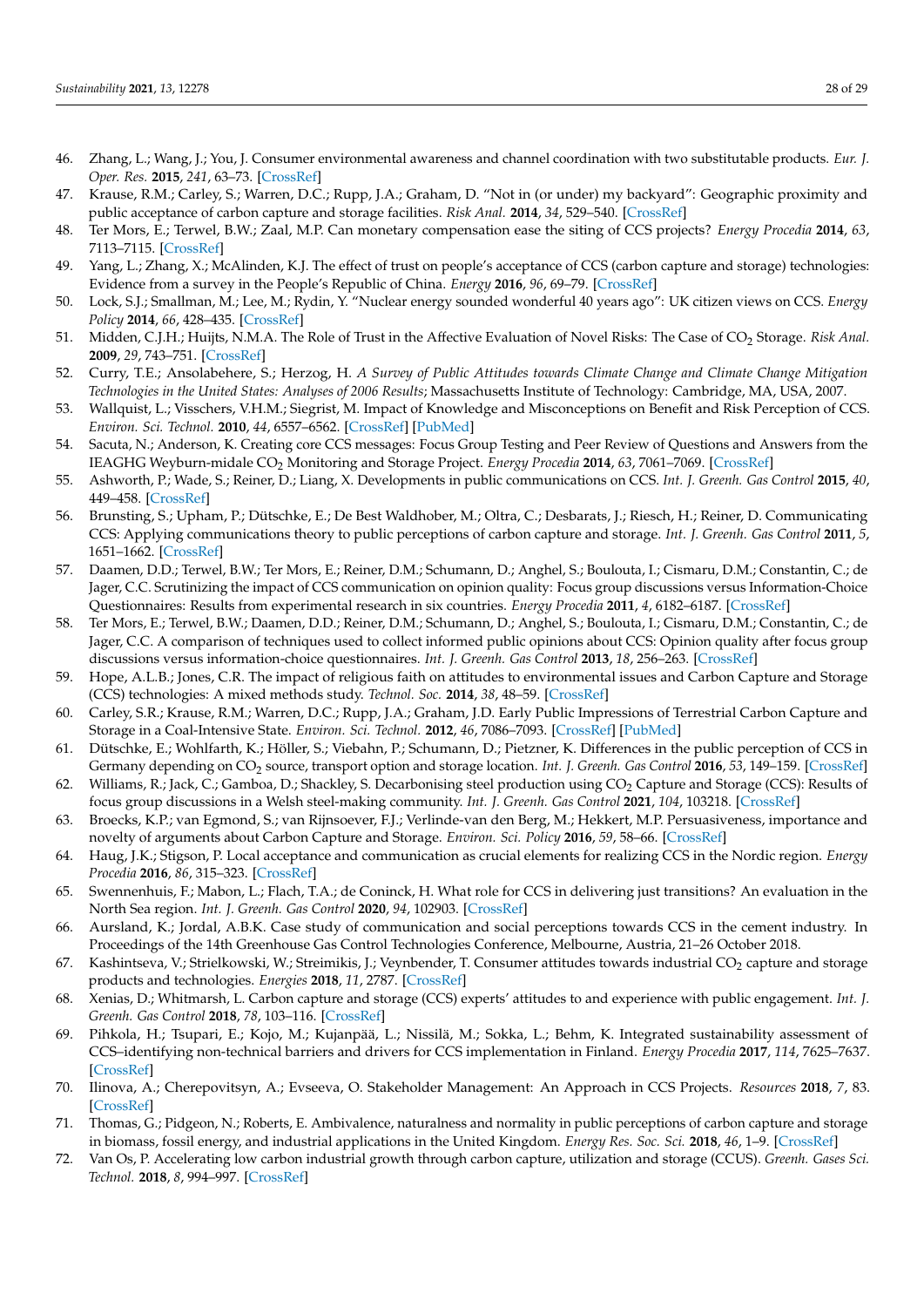46. Zhang, L.; Wang, J.; You, J. Consumer environmental awareness and channel coordination with two substitutable products. *Eur. J. Oper. Res.* **2015**, *241*, 63–73. [CrossRef]
47. Krause, R.M.; Carley, S.; Warren, D.C.; Rupp, J.A.; Graham, D. "Not in (or under) my backyard": Geographic proximity and public acceptance of carbon capture and storage facilities. *Risk Anal.* **2014**, *34*, 529–540. [CrossRef]
48. Ter Mors, E.; Terwel, B.W.; Zaal, M.P. Can monetary compensation ease the siting of CCS projects? *Energy Procedia* **2014**, *63*, 7113–7115. [CrossRef]
49. Yang, L.; Zhang, X.; McAlinden, K.J. The effect of trust on people's acceptance of CCS (carbon capture and storage) technologies: Evidence from a survey in the People's Republic of China. *Energy* **2016**, *96*, 69–79. [CrossRef]
50. Lock, S.J.; Smallman, M.; Lee, M.; Rydin, Y. "Nuclear energy sounded wonderful 40 years ago": UK citizen views on CCS. *Energy Policy* **2014**, *66*, 428–435. [CrossRef]
51. Midden, C.J.H.; Huijts, N.M.A. The Role of Trust in the Affective Evaluation of Novel Risks: The Case of $CO_2$ Storage. *Risk Anal.* **2009**, *29*, 743–751. [CrossRef]
52. Curry, T.E.; Ansolabehere, S.; Herzog, H. *A Survey of Public Attitudes towards Climate Change and Climate Change Mitigation Technologies in the United States: Analyses of 2006 Results*; Massachusetts Institute of Technology: Cambridge, MA, USA, 2007.
53. Wallquist, L.; Visschers, V.H.M.; Siegrist, M. Impact of Knowledge and Misconceptions on Benefit and Risk Perception of CCS. *Environ. Sci. Technol.* **2010**, *44*, 6557–6562. [CrossRef] [PubMed]
54. Sacuta, N.; Anderson, K. Creating core CCS messages: Focus Group Testing and Peer Review of Questions and Answers from the IEAGHG Weyburn-midale $CO_2$ Monitoring and Storage Project. *Energy Procedia* **2014**, *63*, 7061–7069. [CrossRef]
55. Ashworth, P.; Wade, S.; Reiner, D.; Liang, X. Developments in public communications on CCS. *Int. J. Greenh. Gas Control* **2015**, *40*, 449–458. [CrossRef]
56. Brunsting, S.; Upham, P.; Dütschke, E.; De Best Waldhober, M.; Oltra, C.; Desbarats, J.; Riesch, H.; Reiner, D. Communicating CCS: Applying communications theory to public perceptions of carbon capture and storage. *Int. J. Greenh. Gas Control* **2011**, *5*, 1651–1662. [CrossRef]
57. Daamen, D.D.; Terwel, B.W.; Ter Mors, E.; Reiner, D.M.; Schumann, D.; Anghel, S.; Boulouta, I.; Cismaru, D.M.; Constantin, C.; de Jager, C.C. Scrutinizing the impact of CCS communication on opinion quality: Focus group discussions versus Information-Choice Questionnaires: Results from experimental research in six countries. *Energy Procedia* **2011**, *4*, 6182–6187. [CrossRef]
58. Ter Mors, E.; Terwel, B.W.; Daamen, D.D.; Reiner, D.M.; Schumann, D.; Anghel, S.; Boulouta, I.; Cismaru, D.M.; Constantin, C.; de Jager, C.C. A comparison of techniques used to collect informed public opinions about CCS: Opinion quality after focus group discussions versus information-choice questionnaires. *Int. J. Greenh. Gas Control* **2013**, *18*, 256–263. [CrossRef]
59. Hope, A.L.B.; Jones, C.R. The impact of religious faith on attitudes to environmental issues and Carbon Capture and Storage (CCS) technologies: A mixed methods study. *Technol. Soc.* **2014**, *38*, 48–59. [CrossRef]
60. Carley, S.R.; Krause, R.M.; Warren, D.C.; Rupp, J.A.; Graham, J.D. Early Public Impressions of Terrestrial Carbon Capture and Storage in a Coal-Intensive State. *Environ. Sci. Technol.* **2012**, *46*, 7086–7093. [CrossRef] [PubMed]
61. Dütschke, E.; Wohlfarth, K.; Höller, S.; Viebahn, P.; Schumann, D.; Pietzner, K. Differences in the public perception of CCS in Germany depending on $CO_2$ source, transport option and storage location. *Int. J. Greenh. Gas Control* **2016**, *53*, 149–159. [CrossRef]
62. Williams, R.; Jack, C.; Gamboa, D.; Shackley, S. Decarbonising steel production using $CO_2$ Capture and Storage (CCS): Results of focus group discussions in a Welsh steel-making community. *Int. J. Greenh. Gas Control* **2021**, *104*, 103218. [CrossRef]
63. Broecks, K.P.; van Egmond, S.; van Rijnsoever, F.J.; Verlinde-van den Berg, M.; Hekkert, M.P. Persuasiveness, importance and novelty of arguments about Carbon Capture and Storage. *Environ. Sci. Policy* **2016**, *59*, 58–66. [CrossRef]
64. Haug, J.K.; Stigson, P. Local acceptance and communication as crucial elements for realizing CCS in the Nordic region. *Energy Procedia* **2016**, *86*, 315–323. [CrossRef]
65. Swennenhuis, F.; Mabon, L.; Flach, T.A.; de Coninck, H. What role for CCS in delivering just transitions? An evaluation in the North Sea region. *Int. J. Greenh. Gas Control* **2020**, *94*, 102903. [CrossRef]
66. Aursland, K.; Jordal, A.B.K. Case study of communication and social perceptions towards CCS in the cement industry. In Proceedings of the 14th Greenhouse Gas Control Technologies Conference, Melbourne, Austria, 21–26 October 2018.
67. Kashintseva, V.; Strielkowski, W.; Streimikis, J.; Veynbender, T. Consumer attitudes towards industrial $CO_2$ capture and storage products and technologies. *Energies* **2018**, *11*, 2787. [CrossRef]
68. Xenias, D.; Whitmarsh, L. Carbon capture and storage (CCS) experts' attitudes to and experience with public engagement. *Int. J. Greenh. Gas Control* **2018**, *78*, 103–116. [CrossRef]
69. Pihkola, H.; Tsupari, E.; Kojo, M.; Kujanpää, L.; Nissilä, M.; Sokka, L.; Behm, K. Integrated sustainability assessment of CCS–identifying non-technical barriers and drivers for CCS implementation in Finland. *Energy Procedia* **2017**, *114*, 7625–7637. [CrossRef]
70. Ilinova, A.; Cherepovitsyn, A.; Evseeva, O. Stakeholder Management: An Approach in CCS Projects. *Resources* **2018**, *7*, 83. [CrossRef]
71. Thomas, G.; Pidgeon, N.; Roberts, E. Ambivalence, naturalness and normality in public perceptions of carbon capture and storage in biomass, fossil energy, and industrial applications in the United Kingdom. *Energy Res. Soc. Sci.* **2018**, *46*, 1–9. [CrossRef]
72. Van Os, P. Accelerating low carbon industrial growth through carbon capture, utilization and storage (CCUS). *Greenh. Gases Sci. Technol.* **2018**, *8*, 994–997. [CrossRef]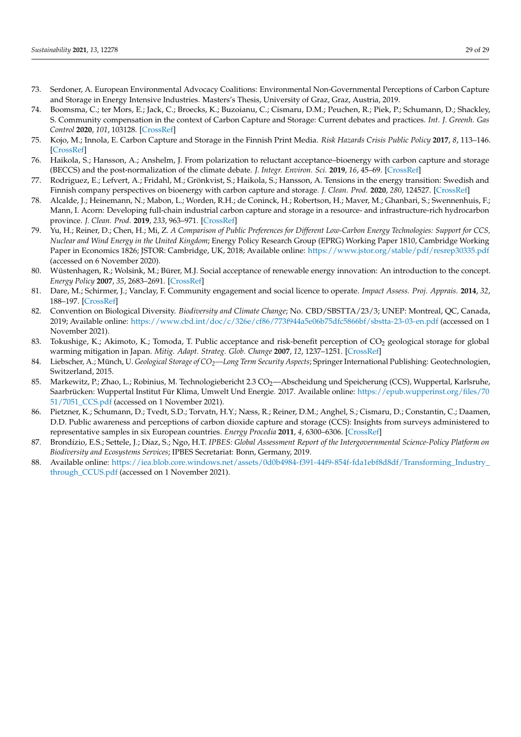73. Serdoner, A. European Environmental Advocacy Coalitions: Environmental Non-Governmental Perceptions of Carbon Capture and Storage in Energy Intensive Industries. Masters's Thesis, University of Graz, Graz, Austria, 2019.
74. Boomsma, C.; ter Mors, E.; Jack, C.; Broecks, K.; Buzoianu, C.; Cismaru, D.M.; Peuchen, R.; Piek, P.; Schumann, D.; Shackley, S. Community compensation in the context of Carbon Capture and Storage: Current debates and practices. *Int. J. Greenh. Gas Control* **2020**, *101*, 103128. [CrossRef]
75. Kojo, M.; Innola, E. Carbon Capture and Storage in the Finnish Print Media. *Risk Hazards Crisis Public Policy* **2017**, *8*, 113–146. [CrossRef]
76. Haikola, S.; Hansson, A.; Anshelm, J. From polarization to reluctant acceptance–bioenergy with carbon capture and storage (BECCS) and the post-normalization of the climate debate. *J. Integr. Environ. Sci.* **2019**, *16*, 45–69. [CrossRef]
77. Rodriguez, E.; Lefvert, A.; Fridahl, M.; Grönkvist, S.; Haikola, S.; Hansson, A. Tensions in the energy transition: Swedish and Finnish company perspectives on bioenergy with carbon capture and storage. *J. Clean. Prod.* **2020**, *280*, 124527. [CrossRef]
78. Alcalde, J.; Heinemann, N.; Mabon, L.; Worden, R.H.; de Coninck, H.; Robertson, H.; Maver, M.; Ghanbari, S.; Swennenhuis, F.; Mann, I. Acorn: Developing full-chain industrial carbon capture and storage in a resource- and infrastructure-rich hydrocarbon province. *J. Clean. Prod.* **2019**, *233*, 963–971. [CrossRef]
79. Yu, H.; Reiner, D.; Chen, H.; Mi, Z. *A Comparison of Public Preferences for Different Low-Carbon Energy Technologies: Support for CCS, Nuclear and Wind Energy in the United Kingdom*; Energy Policy Research Group (EPRG) Working Paper 1810, Cambridge Working Paper in Economics 1826; JSTOR: Cambridge, UK, 2018; Available online: https://www.jstor.org/stable/pdf/resrep30335.pdf (accessed on 6 November 2020).
80. Wüstenhagen, R.; Wolsink, M.; Bürer, M.J. Social acceptance of renewable energy innovation: An introduction to the concept. *Energy Policy* **2007**, *35*, 2683–2691. [CrossRef]
81. Dare, M.; Schirmer, J.; Vanclay, F. Community engagement and social licence to operate. *Impact Assess. Proj. Apprais.* **2014**, *32*, 188–197. [CrossRef]
82. Convention on Biological Diversity. *Biodiversity and Climate Change*; No. CBD/SBSTTA/23/3; UNEP: Montreal, QC, Canada, 2019; Available online: https://www.cbd.int/doc/c/326e/cf86/773f944a5e06b75dfc5866bf/sbstta-23-03-en.pdf (accessed on 1 November 2021).
83. Tokushige, K.; Akimoto, K.; Tomoda, T. Public acceptance and risk-benefit perception of $CO_2$ geological storage for global warming mitigation in Japan. *Mitig. Adapt. Strateg. Glob. Change* **2007**, *12*, 1237–1251. [CrossRef]
84. Liebscher, A.; Münch, U. *Geological Storage of $CO_2$—Long Term Security Aspects*; Springer International Publishing: Geotechnologien, Switzerland, 2015.
85. Markewitz, P.; Zhao, L.; Robinius, M. Technologiebericht 2.3 $CO_2$—Abscheidung und Speicherung (CCS), Wuppertal, Karlsruhe, Saarbrücken: Wuppertal Institut Für Klima, Umwelt Und Energie. 2017. Available online: https://epub.wupperinst.org/files/7051/7051_CCS.pdf (accessed on 1 November 2021).
86. Pietzner, K.; Schumann, D.; Tvedt, S.D.; Torvatn, H.Y.; Næss, R.; Reiner, D.M.; Anghel, S.; Cismaru, D.; Constantin, C.; Daamen, D.D. Public awareness and perceptions of carbon dioxide capture and storage (CCS): Insights from surveys administered to representative samples in six European countries. *Energy Procedia* **2011**, *4*, 6300–6306. [CrossRef]
87. Brondízio, E.S.; Settele, J.; Díaz, S.; Ngo, H.T. *IPBES: Global Assessment Report of the Intergovernmental Science-Policy Platform on Biodiversity and Ecosystems Services*; IPBES Secretariat: Bonn, Germany, 2019.
88. Available online: https://iea.blob.core.windows.net/assets/0d0b4984-f391-44f9-854f-fda1ebf8d8df/Transforming_Industry_through_CCUS.pdf (accessed on 1 November 2021).